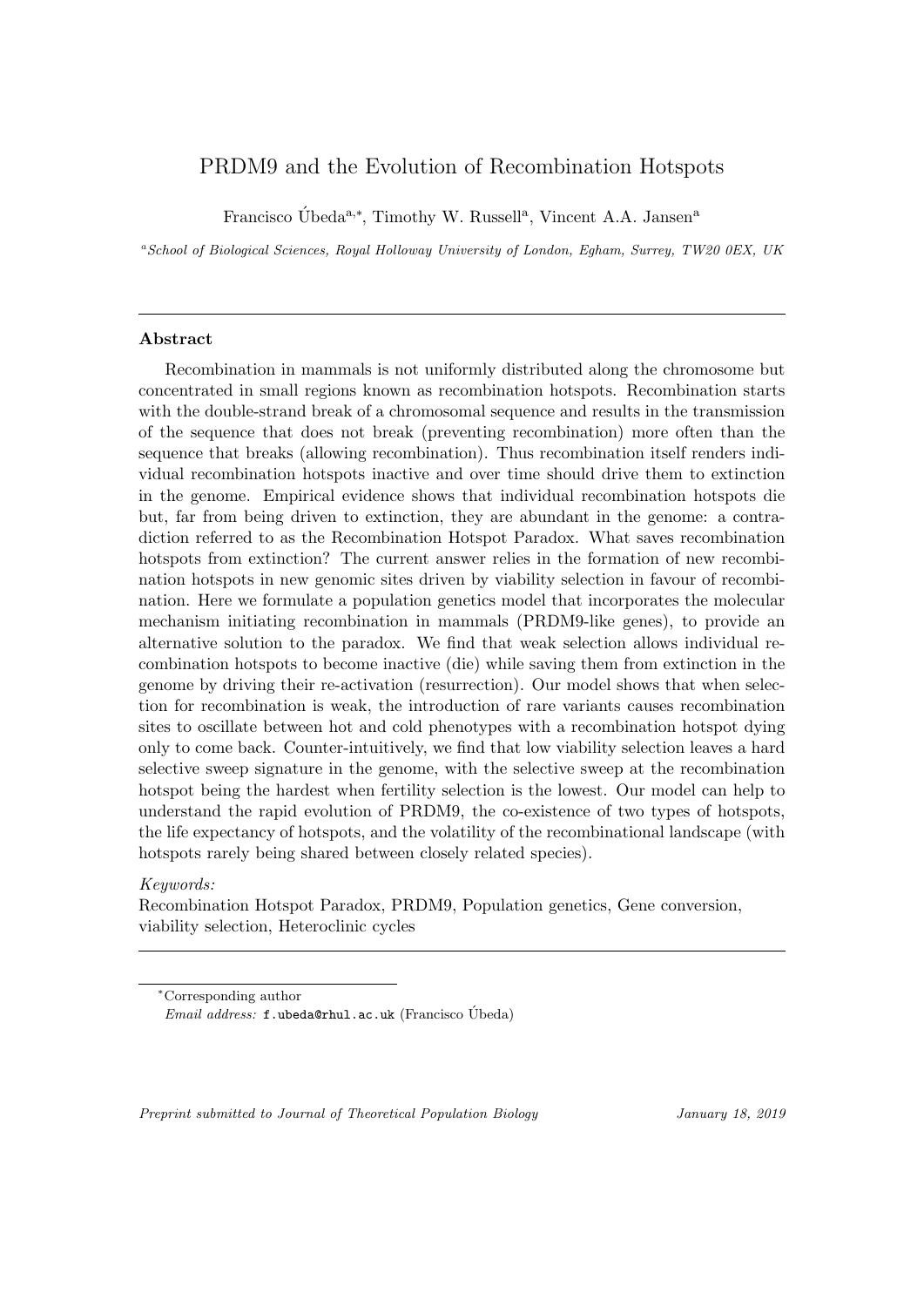# PRDM9 and the Evolution of Recombination Hotspots

Francisco Úbeda[a,*], Timothy W. Russell[a], Vincent A.A. Jansen[a]

[a] *School of Biological Sciences, Royal Holloway University of London, Egham, Surrey, TW20 0EX, UK*

---

### Abstract

Recombination in mammals is not uniformly distributed along the chromosome but concentrated in small regions known as recombination hotspots. Recombination starts with the double-strand break of a chromosomal sequence and results in the transmission of the sequence that does not break (preventing recombination) more often than the sequence that breaks (allowing recombination). Thus recombination itself renders individual recombination hotspots inactive and over time should drive them to extinction in the genome. Empirical evidence shows that individual recombination hotspots die but, far from being driven to extinction, they are abundant in the genome: a contradiction referred to as the Recombination Hotspot Paradox. What saves recombination hotspots from extinction? The current answer relies in the formation of new recombination hotspots in new genomic sites driven by viability selection in favour of recombination. Here we formulate a population genetics model that incorporates the molecular mechanism initiating recombination in mammals (PRDM9-like genes), to provide an alternative solution to the paradox. We find that weak selection allows individual recombination hotspots to become inactive (die) while saving them from extinction in the genome by driving their re-activation (resurrection). Our model shows that when selection for recombination is weak, the introduction of rare variants causes recombination sites to oscillate between hot and cold phenotypes with a recombination hotspot dying only to come back. Counter-intuitively, we find that low viability selection leaves a hard selective sweep signature in the genome, with the selective sweep at the recombination hotspot being the hardest when fertility selection is the lowest. Our model can help to understand the rapid evolution of PRDM9, the co-existence of two types of hotspots, the life expectancy of hotspots, and the volatility of the recombinational landscape (with hotspots rarely being shared between closely related species).

*Keywords:*
Recombination Hotspot Paradox, PRDM9, Population genetics, Gene conversion, viability selection, Heteroclinic cycles

---

*Corresponding author
*Email address:* f.ubeda@rhul.ac.uk (Francisco Úbeda)

*Preprint submitted to Journal of Theoretical Population Biology* *January 18, 2019*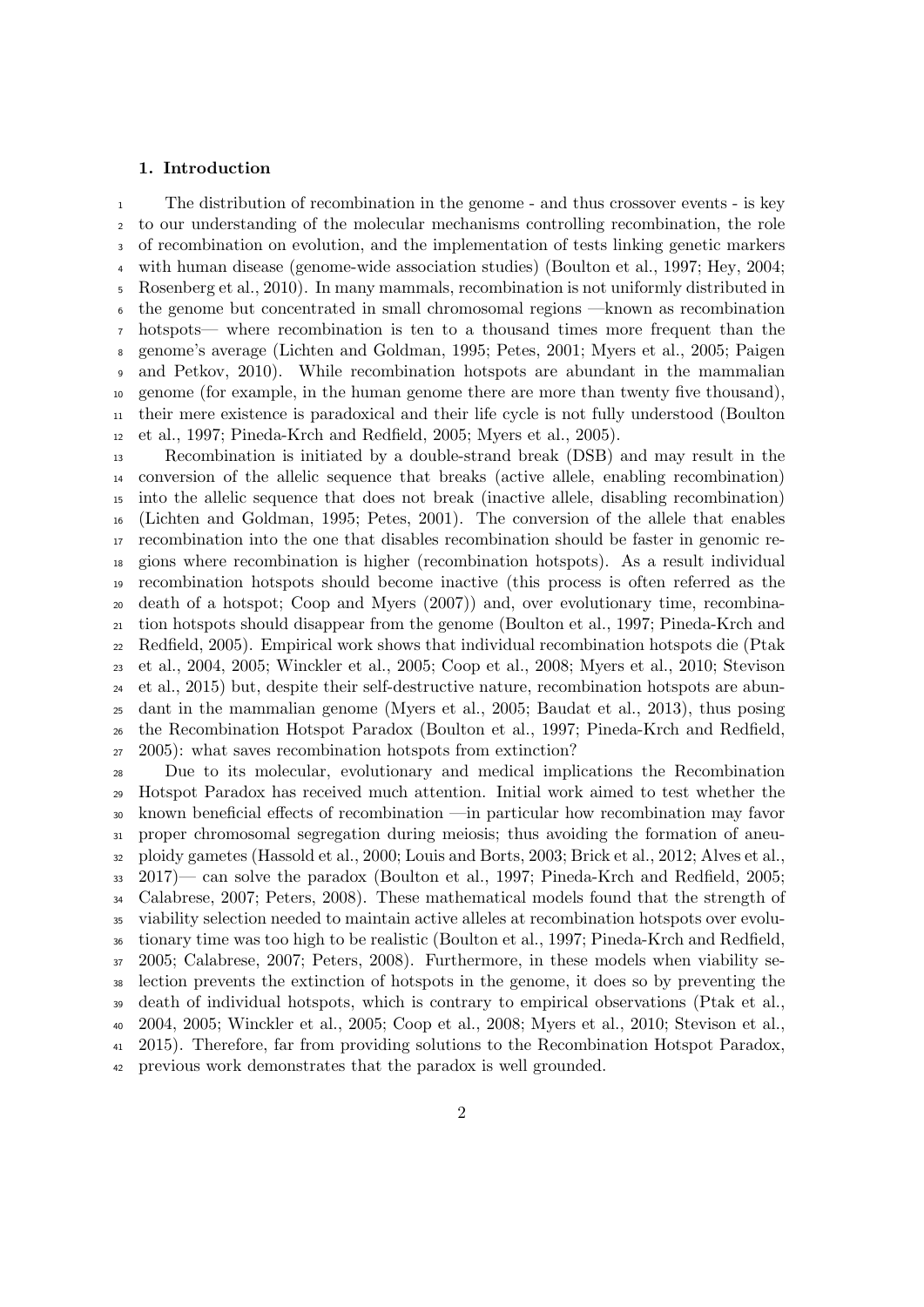## 1. Introduction

The distribution of recombination in the genome - and thus crossover events - is key to our understanding of the molecular mechanisms controlling recombination, the role of recombination on evolution, and the implementation of tests linking genetic markers with human disease (genome-wide association studies) (Boulton et al., 1997; Hey, 2004; Rosenberg et al., 2010). In many mammals, recombination is not uniformly distributed in the genome but concentrated in small chromosomal regions —known as recombination hotspots— where recombination is ten to a thousand times more frequent than the genome's average (Lichten and Goldman, 1995; Petes, 2001; Myers et al., 2005; Paigen and Petkov, 2010). While recombination hotspots are abundant in the mammalian genome (for example, in the human genome there are more than twenty five thousand), their mere existence is paradoxical and their life cycle is not fully understood (Boulton et al., 1997; Pineda-Krch and Redfield, 2005; Myers et al., 2005).

Recombination is initiated by a double-strand break (DSB) and may result in the conversion of the allelic sequence that breaks (active allele, enabling recombination) into the allelic sequence that does not break (inactive allele, disabling recombination) (Lichten and Goldman, 1995; Petes, 2001). The conversion of the allele that enables recombination into the one that disables recombination should be faster in genomic regions where recombination is higher (recombination hotspots). As a result individual recombination hotspots should become inactive (this process is often referred as the death of a hotspot; Coop and Myers (2007)) and, over evolutionary time, recombination hotspots should disappear from the genome (Boulton et al., 1997; Pineda-Krch and Redfield, 2005). Empirical work shows that individual recombination hotspots die (Ptak et al., 2004, 2005; Winckler et al., 2005; Coop et al., 2008; Myers et al., 2010; Stevison et al., 2015) but, despite their self-destructive nature, recombination hotspots are abundant in the mammalian genome (Myers et al., 2005; Baudat et al., 2013), thus posing the Recombination Hotspot Paradox (Boulton et al., 1997; Pineda-Krch and Redfield, 2005): what saves recombination hotspots from extinction?

Due to its molecular, evolutionary and medical implications the Recombination Hotspot Paradox has received much attention. Initial work aimed to test whether the known beneficial effects of recombination —in particular how recombination may favor proper chromosomal segregation during meiosis; thus avoiding the formation of aneuploidy gametes (Hassold et al., 2000; Louis and Borts, 2003; Brick et al., 2012; Alves et al., 2017)— can solve the paradox (Boulton et al., 1997; Pineda-Krch and Redfield, 2005; Calabrese, 2007; Peters, 2008). These mathematical models found that the strength of viability selection needed to maintain active alleles at recombination hotspots over evolutionary time was too high to be realistic (Boulton et al., 1997; Pineda-Krch and Redfield, 2005; Calabrese, 2007; Peters, 2008). Furthermore, in these models when viability selection prevents the extinction of hotspots in the genome, it does so by preventing the death of individual hotspots, which is contrary to empirical observations (Ptak et al., 2004, 2005; Winckler et al., 2005; Coop et al., 2008; Myers et al., 2010; Stevison et al., 2015). Therefore, far from providing solutions to the Recombination Hotspot Paradox, previous work demonstrates that the paradox is well grounded.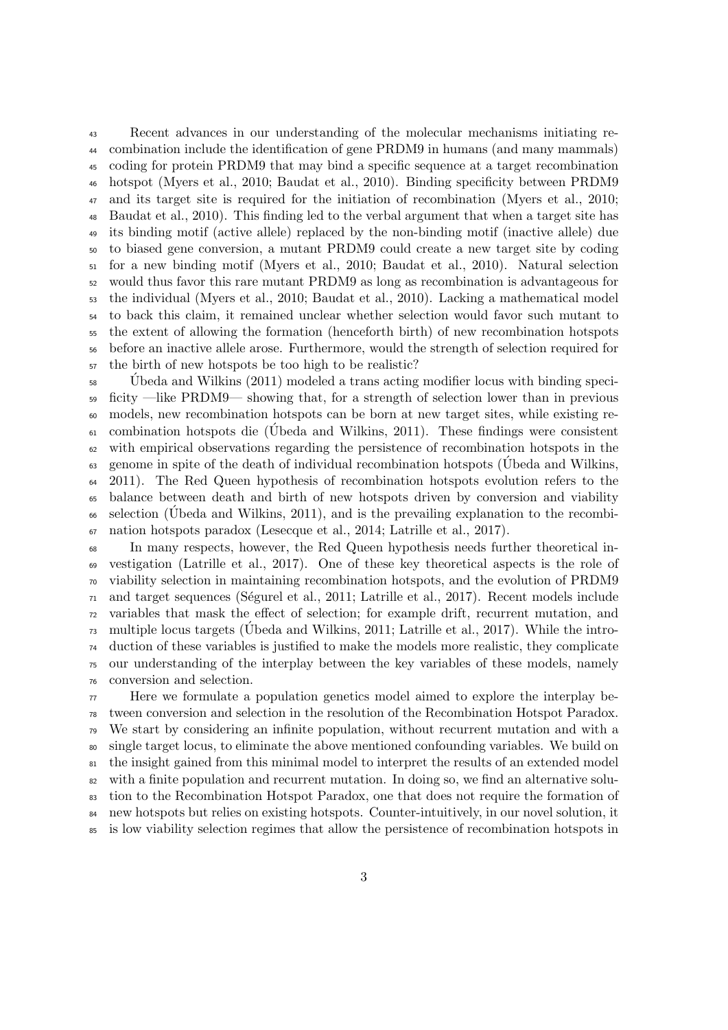Recent advances in our understanding of the molecular mechanisms initiating recombination include the identification of gene PRDM9 in humans (and many mammals) coding for protein PRDM9 that may bind a specific sequence at a target recombination hotspot (Myers et al., 2010; Baudat et al., 2010). Binding specificity between PRDM9 and its target site is required for the initiation of recombination (Myers et al., 2010; Baudat et al., 2010). This finding led to the verbal argument that when a target site has its binding motif (active allele) replaced by the non-binding motif (inactive allele) due to biased gene conversion, a mutant PRDM9 could create a new target site by coding for a new binding motif (Myers et al., 2010; Baudat et al., 2010). Natural selection would thus favor this rare mutant PRDM9 as long as recombination is advantageous for the individual (Myers et al., 2010; Baudat et al., 2010). Lacking a mathematical model to back this claim, it remained unclear whether selection would favor such mutant to the extent of allowing the formation (henceforth birth) of new recombination hotspots before an inactive allele arose. Furthermore, would the strength of selection required for the birth of new hotspots be too high to be realistic?

Úbeda and Wilkins (2011) modeled a trans acting modifier locus with binding specificity —like PRDM9— showing that, for a strength of selection lower than in previous models, new recombination hotspots can be born at new target sites, while existing recombination hotspots die (Úbeda and Wilkins, 2011). These findings were consistent with empirical observations regarding the persistence of recombination hotspots in the genome in spite of the death of individual recombination hotspots (Úbeda and Wilkins, 2011). The Red Queen hypothesis of recombination hotspots evolution refers to the balance between death and birth of new hotspots driven by conversion and viability selection (Úbeda and Wilkins, 2011), and is the prevailing explanation to the recombination hotspots paradox (Lesecque et al., 2014; Latrille et al., 2017).

In many respects, however, the Red Queen hypothesis needs further theoretical investigation (Latrille et al., 2017). One of these key theoretical aspects is the role of viability selection in maintaining recombination hotspots, and the evolution of PRDM9 and target sequences (Ségurel et al., 2011; Latrille et al., 2017). Recent models include variables that mask the effect of selection; for example drift, recurrent mutation, and multiple locus targets (Úbeda and Wilkins, 2011; Latrille et al., 2017). While the introduction of these variables is justified to make the models more realistic, they complicate our understanding of the interplay between the key variables of these models, namely conversion and selection.

Here we formulate a population genetics model aimed to explore the interplay between conversion and selection in the resolution of the Recombination Hotspot Paradox. We start by considering an infinite population, without recurrent mutation and with a single target locus, to eliminate the above mentioned confounding variables. We build on the insight gained from this minimal model to interpret the results of an extended model with a finite population and recurrent mutation. In doing so, we find an alternative solution to the Recombination Hotspot Paradox, one that does not require the formation of new hotspots but relies on existing hotspots. Counter-intuitively, in our novel solution, it is low viability selection regimes that allow the persistence of recombination hotspots in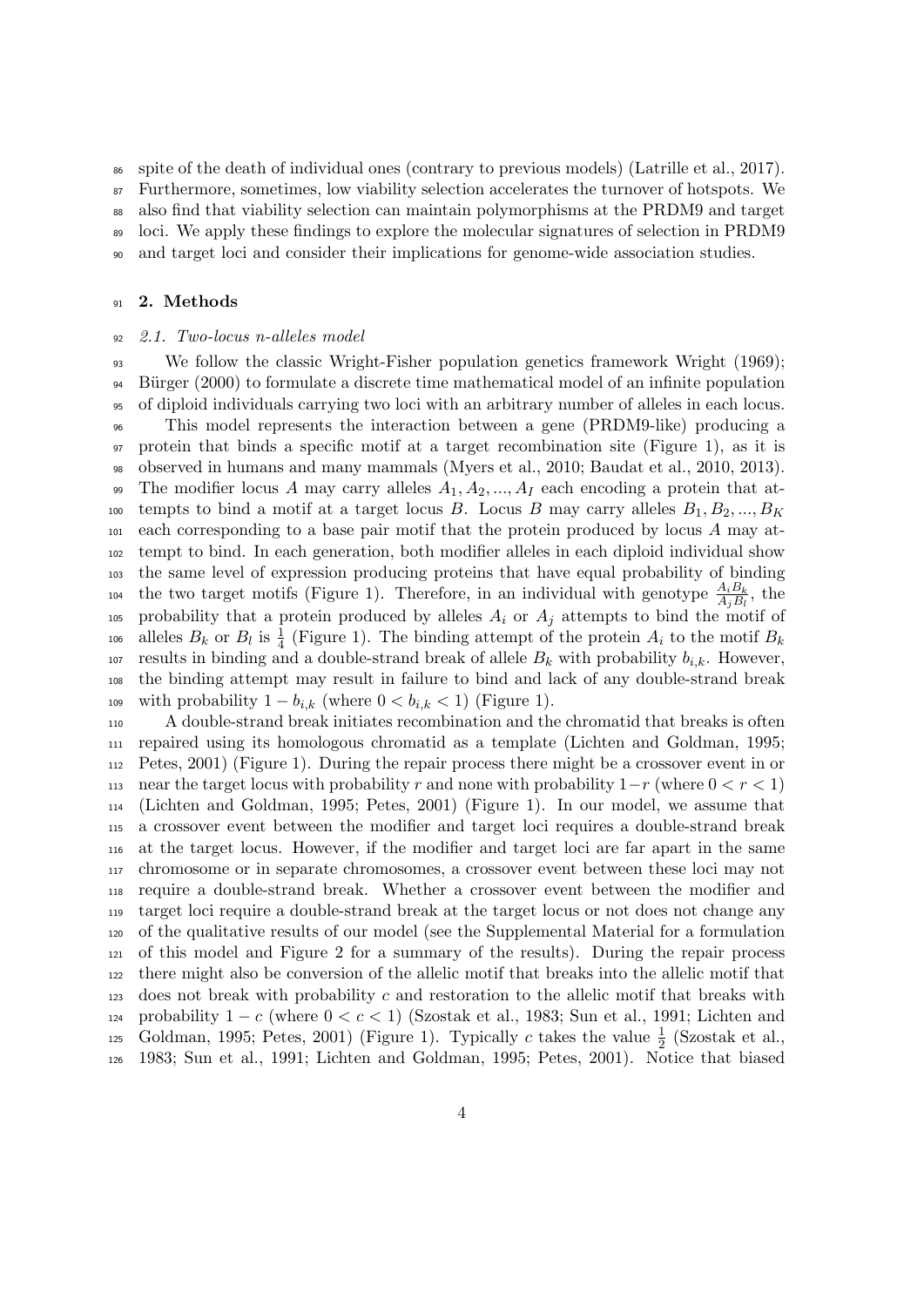spite of the death of individual ones (contrary to previous models) (Latrille et al., 2017). Furthermore, sometimes, low viability selection accelerates the turnover of hotspots. We also find that viability selection can maintain polymorphisms at the PRDM9 and target loci. We apply these findings to explore the molecular signatures of selection in PRDM9 and target loci and consider their implications for genome-wide association studies.

## 2. Methods

### *2.1. Two-locus n-alleles model*

We follow the classic Wright-Fisher population genetics framework Wright (1969); Bürger (2000) to formulate a discrete time mathematical model of an infinite population of diploid individuals carrying two loci with an arbitrary number of alleles in each locus.

This model represents the interaction between a gene (PRDM9-like) producing a protein that binds a specific motif at a target recombination site (Figure 1), as it is observed in humans and many mammals (Myers et al., 2010; Baudat et al., 2010, 2013). The modifier locus $A$ may carry alleles $A_1, A_2, ..., A_I$ each encoding a protein that attempts to bind a motif at a target locus $B$. Locus $B$ may carry alleles $B_1, B_2, ..., B_K$ each corresponding to a base pair motif that the protein produced by locus $A$ may attempt to bind. In each generation, both modifier alleles in each diploid individual show the same level of expression producing proteins that have equal probability of binding the two target motifs (Figure 1). Therefore, in an individual with genotype $\frac{A_i B_k}{A_j B_l}$, the probability that a protein produced by alleles $A_i$ or $A_j$ attempts to bind the motif of alleles $B_k$ or $B_l$ is $\frac{1}{4}$ (Figure 1). The binding attempt of the protein $A_i$ to the motif $B_k$ results in binding and a double-strand break of allele $B_k$ with probability $b_{i,k}$. However, the binding attempt may result in failure to bind and lack of any double-strand break with probability $1 - b_{i,k}$ (where $0 < b_{i,k} < 1$) (Figure 1).

A double-strand break initiates recombination and the chromatid that breaks is often repaired using its homologous chromatid as a template (Lichten and Goldman, 1995; Petes, 2001) (Figure 1). During the repair process there might be a crossover event in or near the target locus with probability $r$ and none with probability $1-r$ (where $0 < r < 1$) (Lichten and Goldman, 1995; Petes, 2001) (Figure 1). In our model, we assume that a crossover event between the modifier and target loci requires a double-strand break at the target locus. However, if the modifier and target loci are far apart in the same chromosome or in separate chromosomes, a crossover event between these loci may not require a double-strand break. Whether a crossover event between the modifier and target loci require a double-strand break at the target locus or not does not change any of the qualitative results of our model (see the Supplemental Material for a formulation of this model and Figure 2 for a summary of the results). During the repair process there might also be conversion of the allelic motif that breaks into the allelic motif that does not break with probability $c$ and restoration to the allelic motif that breaks with probability $1 - c$ (where $0 < c < 1$) (Szostak et al., 1983; Sun et al., 1991; Lichten and Goldman, 1995; Petes, 2001) (Figure 1). Typically $c$ takes the value $\frac{1}{2}$ (Szostak et al., 1983; Sun et al., 1991; Lichten and Goldman, 1995; Petes, 2001). Notice that biased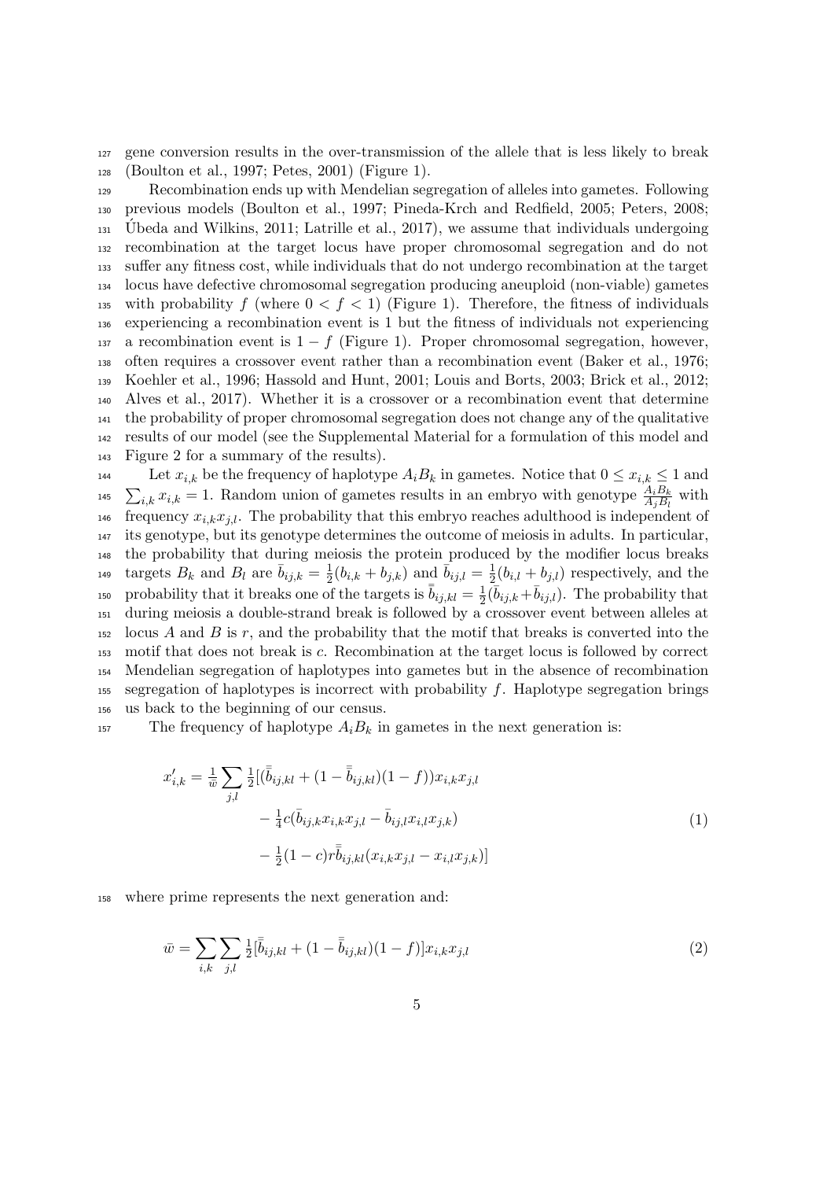gene conversion results in the over-transmission of the allele that is less likely to break (Boulton et al., 1997; Petes, 2001) (Figure 1).

Recombination ends up with Mendelian segregation of alleles into gametes. Following previous models (Boulton et al., 1997; Pineda-Krch and Redfield, 2005; Peters, 2008; Úbeda and Wilkins, 2011; Latrille et al., 2017), we assume that individuals undergoing recombination at the target locus have proper chromosomal segregation and do not suffer any fitness cost, while individuals that do not undergo recombination at the target locus have defective chromosomal segregation producing aneuploid (non-viable) gametes with probability $f$ (where $0 < f < 1$) (Figure 1). Therefore, the fitness of individuals experiencing a recombination event is 1 but the fitness of individuals not experiencing a recombination event is $1 - f$ (Figure 1). Proper chromosomal segregation, however, often requires a crossover event rather than a recombination event (Baker et al., 1976; Koehler et al., 1996; Hassold and Hunt, 2001; Louis and Borts, 2003; Brick et al., 2012; Alves et al., 2017). Whether it is a crossover or a recombination event that determine the probability of proper chromosomal segregation does not change any of the qualitative results of our model (see the Supplemental Material for a formulation of this model and Figure 2 for a summary of the results).

Let $x_{i,k}$ be the frequency of haplotype $A_iB_k$ in gametes. Notice that $0 \leq x_{i,k} \leq 1$ and $\sum_{i,k} x_{i,k} = 1$. Random union of gametes results in an embryo with genotype $\frac{A_iB_k}{A_jB_l}$ with frequency $x_{i,k}x_{j,l}$. The probability that this embryo reaches adulthood is independent of its genotype, but its genotype determines the outcome of meiosis in adults. In particular, the probability that during meiosis the protein produced by the modifier locus breaks targets $B_k$ and $B_l$ are $\bar{b}_{ij,k} = \frac{1}{2}(b_{i,k} + b_{j,k})$ and $\bar{b}_{ij,l} = \frac{1}{2}(b_{i,l} + b_{j,l})$ respectively, and the probability that it breaks one of the targets is $\bar{\bar{b}}_{ij,kl} = \frac{1}{2}(\bar{b}_{ij,k} + \bar{b}_{ij,l})$. The probability that during meiosis a double-strand break is followed by a crossover event between alleles at locus $A$ and $B$ is $r$, and the probability that the motif that breaks is converted into the motif that does not break is $c$. Recombination at the target locus is followed by correct Mendelian segregation of haplotypes into gametes but in the absence of recombination segregation of haplotypes is incorrect with probability $f$. Haplotype segregation brings us back to the beginning of our census.

The frequency of haplotype $A_iB_k$ in gametes in the next generation is:

$$
\begin{aligned}
x'_{i,k} = \tfrac{1}{\bar{w}} \sum_{j,l} \tfrac{1}{2}[(\bar{\bar{b}}_{ij,kl} + (1 - \bar{\bar{b}}_{ij,kl})(1-f))x_{i,k}x_{j,l} \\
- \tfrac{1}{4}c(\bar{b}_{ij,k}x_{i,k}x_{j,l} - \bar{b}_{ij,l}x_{i,l}x_{j,k}) \\
- \tfrac{1}{2}(1-c)r\bar{\bar{b}}_{ij,kl}(x_{i,k}x_{j,l} - x_{i,l}x_{j,k})]
\end{aligned}
\tag{1}
$$

where prime represents the next generation and:

$$
\bar{w} = \sum_{i,k} \sum_{j,l} \tfrac{1}{2}[\bar{\bar{b}}_{ij,kl} + (1 - \bar{\bar{b}}_{ij,kl})(1-f)]x_{i,k}x_{j,l} \tag{2}
$$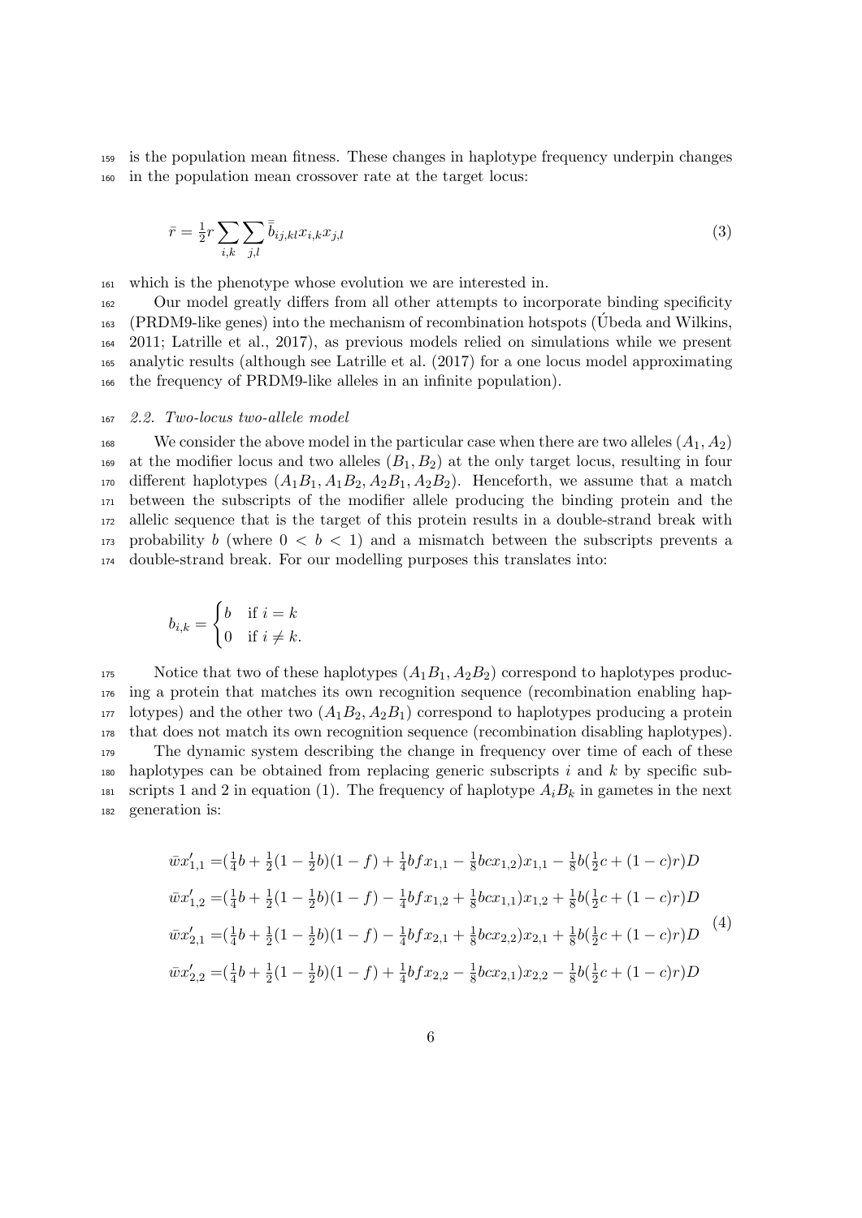is the population mean fitness. These changes in haplotype frequency underpin changes in the population mean crossover rate at the target locus:

$$\bar{r} = \tfrac{1}{2} r \sum_{i,k} \sum_{j,l} \bar{\bar{b}}_{ij,kl} x_{i,k} x_{j,l} \tag{3}$$

which is the phenotype whose evolution we are interested in.

Our model greatly differs from all other attempts to incorporate binding specificity (PRDM9-like genes) into the mechanism of recombination hotspots (Úbeda and Wilkins, 2011; Latrille et al., 2017), as previous models relied on simulations while we present analytic results (although see Latrille et al. (2017) for a one locus model approximating the frequency of PRDM9-like alleles in an infinite population).

### 2.2. Two-locus two-allele model

We consider the above model in the particular case when there are two alleles ($A_1, A_2$) at the modifier locus and two alleles ($B_1, B_2$) at the only target locus, resulting in four different haplotypes ($A_1B_1, A_1B_2, A_2B_1, A_2B_2$). Henceforth, we assume that a match between the subscripts of the modifier allele producing the binding protein and the allelic sequence that is the target of this protein results in a double-strand break with probability $b$ (where $0 < b < 1$) and a mismatch between the subscripts prevents a double-strand break. For our modelling purposes this translates into:

$$b_{i,k} = \begin{cases} b & \text{if } i = k \\ 0 & \text{if } i \neq k. \end{cases}$$

Notice that two of these haplotypes ($A_1B_1, A_2B_2$) correspond to haplotypes producing a protein that matches its own recognition sequence (recombination enabling haplotypes) and the other two ($A_1B_2, A_2B_1$) correspond to haplotypes producing a protein that does not match its own recognition sequence (recombination disabling haplotypes).

The dynamic system describing the change in frequency over time of each of these haplotypes can be obtained from replacing generic subscripts $i$ and $k$ by specific subscripts 1 and 2 in equation (1). The frequency of haplotype $A_iB_k$ in gametes in the next generation is:

$$\begin{aligned}
\bar{w}x'_{1,1} &= (\tfrac{1}{4}b + \tfrac{1}{2}(1 - \tfrac{1}{2}b)(1-f) + \tfrac{1}{4}bfx_{1,1} - \tfrac{1}{8}bcx_{1,2})x_{1,1} - \tfrac{1}{8}b(\tfrac{1}{2}c + (1-c)r)D \\
\bar{w}x'_{1,2} &= (\tfrac{1}{4}b + \tfrac{1}{2}(1 - \tfrac{1}{2}b)(1-f) - \tfrac{1}{4}bfx_{1,2} + \tfrac{1}{8}bcx_{1,1})x_{1,2} + \tfrac{1}{8}b(\tfrac{1}{2}c + (1-c)r)D \\
\bar{w}x'_{2,1} &= (\tfrac{1}{4}b + \tfrac{1}{2}(1 - \tfrac{1}{2}b)(1-f) - \tfrac{1}{4}bfx_{2,1} + \tfrac{1}{8}bcx_{2,2})x_{2,1} + \tfrac{1}{8}b(\tfrac{1}{2}c + (1-c)r)D \\
\bar{w}x'_{2,2} &= (\tfrac{1}{4}b + \tfrac{1}{2}(1 - \tfrac{1}{2}b)(1-f) + \tfrac{1}{4}bfx_{2,2} - \tfrac{1}{8}bcx_{2,1})x_{2,2} - \tfrac{1}{8}b(\tfrac{1}{2}c + (1-c)r)D
\end{aligned} \tag{4}$$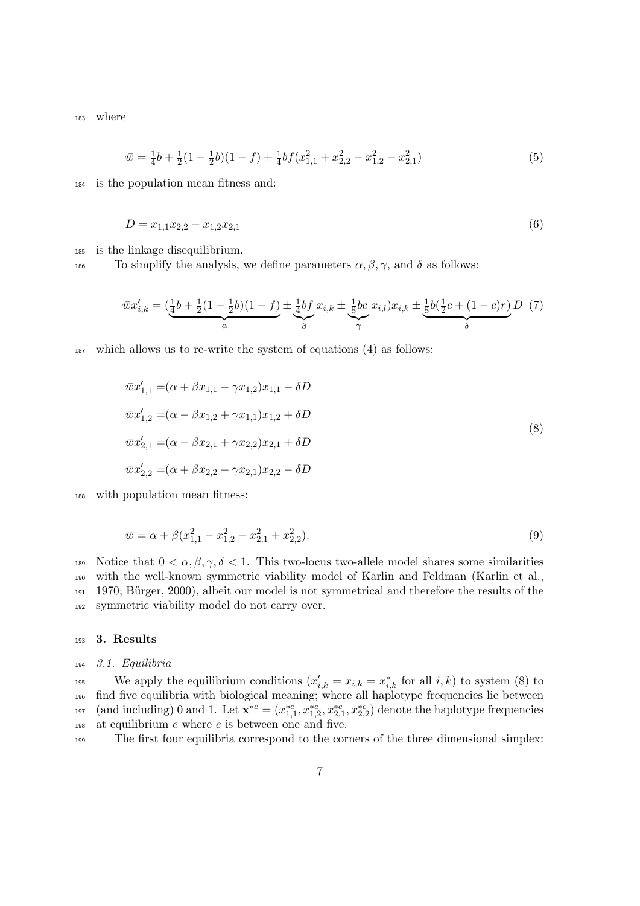where

$$\bar{w} = \tfrac{1}{4}b + \tfrac{1}{2}(1 - \tfrac{1}{2}b)(1-f) + \tfrac{1}{4}bf(x_{1,1}^2 + x_{2,2}^2 - x_{1,2}^2 - x_{2,1}^2) \tag{5}$$

is the population mean fitness and:

$$D = x_{1,1}x_{2,2} - x_{1,2}x_{2,1} \tag{6}$$

is the linkage disequilibrium.

To simplify the analysis, we define parameters $\alpha, \beta, \gamma$, and $\delta$ as follows:

$$\bar{w}x'_{i,k} = (\underbrace{\tfrac{1}{4}b + \tfrac{1}{2}(1-\tfrac{1}{2}b)(1-f)}_{\alpha} \pm \underbrace{\tfrac{1}{4}bf}_{\beta}\, x_{i,k} \pm \underbrace{\tfrac{1}{8}bc}_{\gamma}\, x_{i,l})x_{i,k} \pm \underbrace{\tfrac{1}{8}b(\tfrac{1}{2}c + (1-c)r)}_{\delta}\, D \tag{7}$$

which allows us to re-write the system of equations (4) as follows:

$$\begin{aligned}
\bar{w}x'_{1,1} &= (\alpha + \beta x_{1,1} - \gamma x_{1,2})x_{1,1} - \delta D \\
\bar{w}x'_{1,2} &= (\alpha - \beta x_{1,2} + \gamma x_{1,1})x_{1,2} + \delta D \\
\bar{w}x'_{2,1} &= (\alpha - \beta x_{2,1} + \gamma x_{2,2})x_{2,1} + \delta D \\
\bar{w}x'_{2,2} &= (\alpha + \beta x_{2,2} - \gamma x_{2,1})x_{2,2} - \delta D
\end{aligned} \tag{8}$$

with population mean fitness:

$$\bar{w} = \alpha + \beta(x_{1,1}^2 - x_{1,2}^2 - x_{2,1}^2 + x_{2,2}^2). \tag{9}$$

Notice that $0 < \alpha, \beta, \gamma, \delta < 1$. This two-locus two-allele model shares some similarities with the well-known symmetric viability model of Karlin and Feldman (Karlin et al., 1970; Bürger, 2000), albeit our model is not symmetrical and therefore the results of the symmetric viability model do not carry over.

## 3. Results

### 3.1. Equilibria

We apply the equilibrium conditions ($x'_{i,k} = x_{i,k} = x^*_{i,k}$ for all $i, k$) to system (8) to find five equilibria with biological meaning; where all haplotype frequencies lie between (and including) 0 and 1. Let $\mathbf{x}^{*e} = (x^{*e}_{1,1}, x^{*e}_{1,2}, x^{*e}_{2,1}, x^{*e}_{2,2})$ denote the haplotype frequencies at equilibrium $e$ where $e$ is between one and five.

The first four equilibria correspond to the corners of the three dimensional simplex: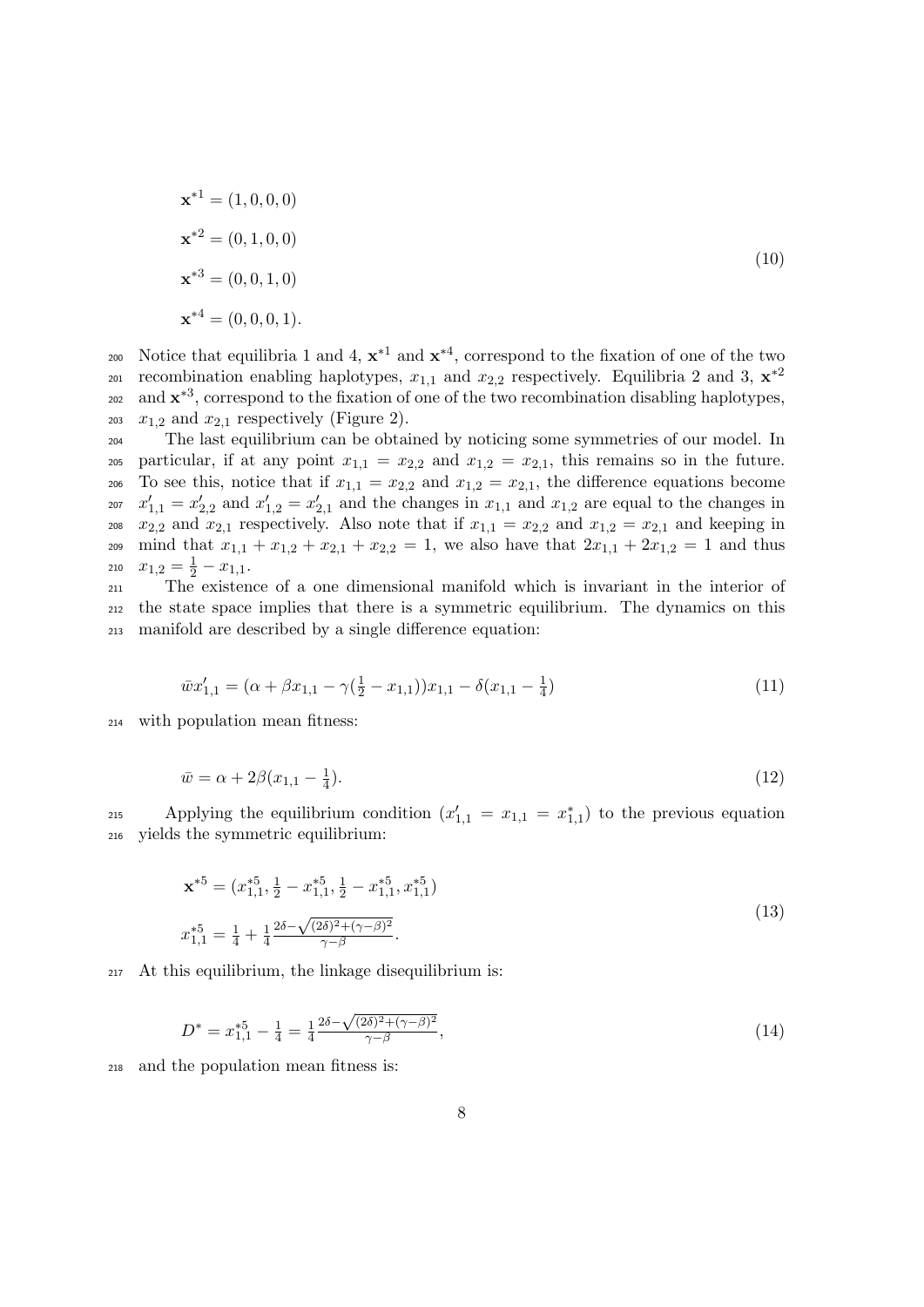$$
\begin{aligned}
\mathbf{x}^{*1} &= (1, 0, 0, 0) \\
\mathbf{x}^{*2} &= (0, 1, 0, 0) \\
\mathbf{x}^{*3} &= (0, 0, 1, 0) \\
\mathbf{x}^{*4} &= (0, 0, 0, 1).
\end{aligned}
\tag{10}
$$

Notice that equilibria 1 and 4, $\mathbf{x}^{*1}$ and $\mathbf{x}^{*4}$, correspond to the fixation of one of the two recombination enabling haplotypes, $x_{1,1}$ and $x_{2,2}$ respectively. Equilibria 2 and 3, $\mathbf{x}^{*2}$ and $\mathbf{x}^{*3}$, correspond to the fixation of one of the two recombination disabling haplotypes, $x_{1,2}$ and $x_{2,1}$ respectively (Figure 2).

The last equilibrium can be obtained by noticing some symmetries of our model. In particular, if at any point $x_{1,1} = x_{2,2}$ and $x_{1,2} = x_{2,1}$, this remains so in the future. To see this, notice that if $x_{1,1} = x_{2,2}$ and $x_{1,2} = x_{2,1}$, the difference equations become $x'_{1,1} = x'_{2,2}$ and $x'_{1,2} = x'_{2,1}$ and the changes in $x_{1,1}$ and $x_{1,2}$ are equal to the changes in $x_{2,2}$ and $x_{2,1}$ respectively. Also note that if $x_{1,1} = x_{2,2}$ and $x_{1,2} = x_{2,1}$ and keeping in mind that $x_{1,1} + x_{1,2} + x_{2,1} + x_{2,2} = 1$, we also have that $2x_{1,1} + 2x_{1,2} = 1$ and thus $x_{1,2} = \frac{1}{2} - x_{1,1}$.

The existence of a one dimensional manifold which is invariant in the interior of the state space implies that there is a symmetric equilibrium. The dynamics on this manifold are described by a single difference equation:

$$
\bar{w}x'_{1,1} = (\alpha + \beta x_{1,1} - \gamma(\tfrac{1}{2} - x_{1,1}))x_{1,1} - \delta(x_{1,1} - \tfrac{1}{4})
\tag{11}
$$

with population mean fitness:

$$
\bar{w} = \alpha + 2\beta(x_{1,1} - \tfrac{1}{4}).
\tag{12}
$$

Applying the equilibrium condition ($x'_{1,1} = x_{1,1} = x^*_{1,1}$) to the previous equation yields the symmetric equilibrium:

$$
\begin{aligned}
\mathbf{x}^{*5} &= (x^{*5}_{1,1}, \tfrac{1}{2} - x^{*5}_{1,1}, \tfrac{1}{2} - x^{*5}_{1,1}, x^{*5}_{1,1}) \\
x^{*5}_{1,1} &= \tfrac{1}{4} + \tfrac{1}{4}\tfrac{2\delta - \sqrt{(2\delta)^2 + (\gamma-\beta)^2}}{\gamma - \beta}.
\end{aligned}
\tag{13}
$$

At this equilibrium, the linkage disequilibrium is:

$$
D^* = x^{*5}_{1,1} - \tfrac{1}{4} = \tfrac{1}{4}\tfrac{2\delta - \sqrt{(2\delta)^2 + (\gamma-\beta)^2}}{\gamma - \beta},
\tag{14}
$$

and the population mean fitness is: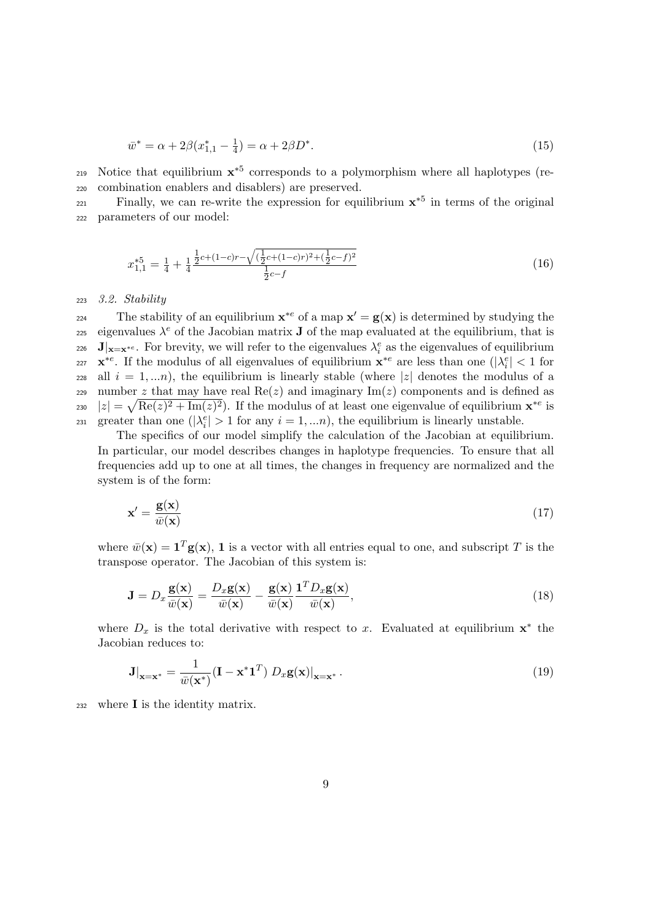$$\bar{w}^* = \alpha + 2\beta(x^*_{1,1} - \tfrac{1}{4}) = \alpha + 2\beta D^*. \tag{15}$$

Notice that equilibrium $\mathbf{x}^{*5}$ corresponds to a polymorphism where all haplotypes (recombination enablers and disablers) are preserved.

Finally, we can re-write the expression for equilibrium $\mathbf{x}^{*5}$ in terms of the original parameters of our model:

$$x^{*5}_{1,1} = \tfrac{1}{4} + \tfrac{1}{4}\frac{\frac{1}{2}c+(1-c)r-\sqrt{(\frac{1}{2}c+(1-c)r)^2+(\frac{1}{2}c-f)^2}}{\frac{1}{2}c-f} \tag{16}$$

### 3.2. Stability

The stability of an equilibrium $\mathbf{x}^{*e}$ of a map $\mathbf{x}' = \mathbf{g}(\mathbf{x})$ is determined by studying the eigenvalues $\lambda^e$ of the Jacobian matrix $\mathbf{J}$ of the map evaluated at the equilibrium, that is $\mathbf{J}|_{\mathbf{x}=\mathbf{x}^{*e}}$. For brevity, we will refer to the eigenvalues $\lambda^e_i$ as the eigenvalues of equilibrium $\mathbf{x}^{*e}$. If the modulus of all eigenvalues of equilibrium $\mathbf{x}^{*e}$ are less than one ($|\lambda^e_i| < 1$ for all $i = 1, ...n$), the equilibrium is linearly stable (where $|z|$ denotes the modulus of a number $z$ that may have real $\mathrm{Re}(z)$ and imaginary $\mathrm{Im}(z)$ components and is defined as $|z| = \sqrt{\mathrm{Re}(z)^2 + \mathrm{Im}(z)^2}$). If the modulus of at least one eigenvalue of equilibrium $\mathbf{x}^{*e}$ is greater than one ($|\lambda^e_i| > 1$ for any $i = 1, ...n$), the equilibrium is linearly unstable.

The specifics of our model simplify the calculation of the Jacobian at equilibrium. In particular, our model describes changes in haplotype frequencies. To ensure that all frequencies add up to one at all times, the changes in frequency are normalized and the system is of the form:

$$\mathbf{x}' = \frac{\mathbf{g}(\mathbf{x})}{\bar{w}(\mathbf{x})} \tag{17}$$

where $\bar{w}(\mathbf{x}) = \mathbf{1}^T\mathbf{g}(\mathbf{x})$, $\mathbf{1}$ is a vector with all entries equal to one, and subscript $T$ is the transpose operator. The Jacobian of this system is:

$$\mathbf{J} = D_x\frac{\mathbf{g}(\mathbf{x})}{\bar{w}(\mathbf{x})} = \frac{D_x\mathbf{g}(\mathbf{x})}{\bar{w}(\mathbf{x})} - \frac{\mathbf{g}(\mathbf{x})}{\bar{w}(\mathbf{x})}\frac{\mathbf{1}^T D_x\mathbf{g}(\mathbf{x})}{\bar{w}(\mathbf{x})}, \tag{18}$$

where $D_x$ is the total derivative with respect to $x$. Evaluated at equilibrium $\mathbf{x}^*$ the Jacobian reduces to:

$$\mathbf{J}|_{\mathbf{x}=\mathbf{x}^*} = \frac{1}{\bar{w}(\mathbf{x}^*)}(\mathbf{I} - \mathbf{x}^*\mathbf{1}^T)\; D_x\mathbf{g}(\mathbf{x})|_{\mathbf{x}=\mathbf{x}^*}. \tag{19}$$

where $\mathbf{I}$ is the identity matrix.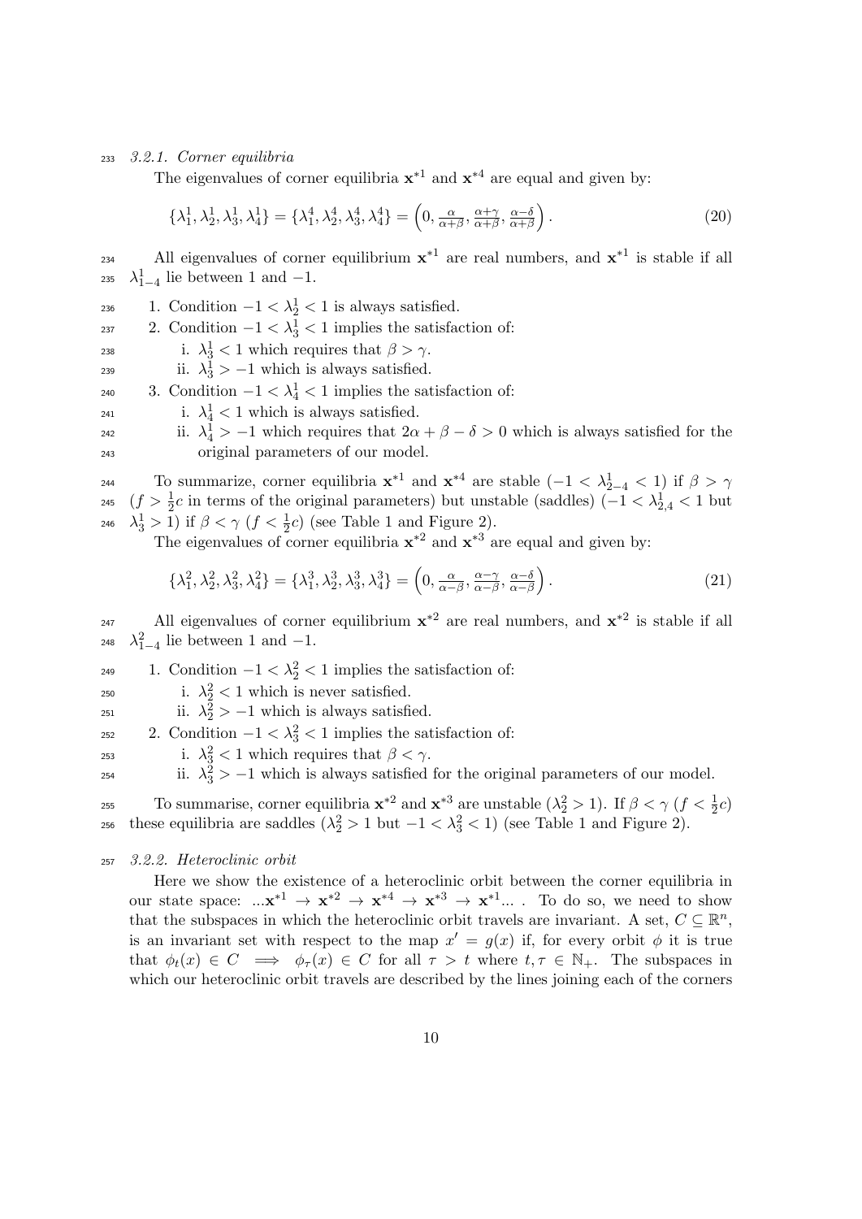### 3.2.1. Corner equilibria

The eigenvalues of corner equilibria $\mathbf{x}^{*1}$ and $\mathbf{x}^{*4}$ are equal and given by:

$$\{\lambda_1^1, \lambda_2^1, \lambda_3^1, \lambda_4^1\} = \{\lambda_1^4, \lambda_2^4, \lambda_3^4, \lambda_4^4\} = \left(0, \tfrac{\alpha}{\alpha+\beta}, \tfrac{\alpha+\gamma}{\alpha+\beta}, \tfrac{\alpha-\delta}{\alpha+\beta}\right). \tag{20}$$

All eigenvalues of corner equilibrium $\mathbf{x}^{*1}$ are real numbers, and $\mathbf{x}^{*1}$ is stable if all $\lambda_{1-4}^1$ lie between 1 and $-1$.

1. Condition $-1 < \lambda_2^1 < 1$ is always satisfied.
2. Condition $-1 < \lambda_3^1 < 1$ implies the satisfaction of:
   i. $\lambda_3^1 < 1$ which requires that $\beta > \gamma$.
   ii. $\lambda_3^1 > -1$ which is always satisfied.
3. Condition $-1 < \lambda_4^1 < 1$ implies the satisfaction of:
   i. $\lambda_4^1 < 1$ which is always satisfied.
   ii. $\lambda_4^1 > -1$ which requires that $2\alpha + \beta - \delta > 0$ which is always satisfied for the original parameters of our model.

To summarize, corner equilibria $\mathbf{x}^{*1}$ and $\mathbf{x}^{*4}$ are stable ($-1 < \lambda_{2-4}^1 < 1$) if $\beta > \gamma$ ($f > \frac{1}{2}c$ in terms of the original parameters) but unstable (saddles) ($-1 < \lambda_{2,4}^1 < 1$ but $\lambda_3^1 > 1$) if $\beta < \gamma$ ($f < \frac{1}{2}c$) (see Table 1 and Figure 2).

The eigenvalues of corner equilibria $\mathbf{x}^{*2}$ and $\mathbf{x}^{*3}$ are equal and given by:

$$\{\lambda_1^2, \lambda_2^2, \lambda_3^2, \lambda_4^2\} = \{\lambda_1^3, \lambda_2^3, \lambda_3^3, \lambda_4^3\} = \left(0, \tfrac{\alpha}{\alpha-\beta}, \tfrac{\alpha-\gamma}{\alpha-\beta}, \tfrac{\alpha-\delta}{\alpha-\beta}\right). \tag{21}$$

All eigenvalues of corner equilibrium $\mathbf{x}^{*2}$ are real numbers, and $\mathbf{x}^{*2}$ is stable if all $\lambda_{1-4}^2$ lie between 1 and $-1$.

1. Condition $-1 < \lambda_2^2 < 1$ implies the satisfaction of:
   i. $\lambda_2^2 < 1$ which is never satisfied.
   ii. $\lambda_2^2 > -1$ which is always satisfied.
2. Condition $-1 < \lambda_3^2 < 1$ implies the satisfaction of:
   i. $\lambda_3^2 < 1$ which requires that $\beta < \gamma$.
   ii. $\lambda_3^2 > -1$ which is always satisfied for the original parameters of our model.

To summarise, corner equilibria $\mathbf{x}^{*2}$ and $\mathbf{x}^{*3}$ are unstable ($\lambda_2^2 > 1$). If $\beta < \gamma$ ($f < \frac{1}{2}c$) these equilibria are saddles ($\lambda_2^2 > 1$ but $-1 < \lambda_3^2 < 1$) (see Table 1 and Figure 2).

### 3.2.2. Heteroclinic orbit

Here we show the existence of a heteroclinic orbit between the corner equilibria in our state space: $...\mathbf{x}^{*1} \to \mathbf{x}^{*2} \to \mathbf{x}^{*4} \to \mathbf{x}^{*3} \to \mathbf{x}^{*1}...$ . To do so, we need to show that the subspaces in which the heteroclinic orbit travels are invariant. A set, $C \subseteq \mathbb{R}^n$, is an invariant set with respect to the map $x' = g(x)$ if, for every orbit $\phi$ it is true that $\phi_t(x) \in C \implies \phi_\tau(x) \in C$ for all $\tau > t$ where $t, \tau \in \mathbb{N}_+$. The subspaces in which our heteroclinic orbit travels are described by the lines joining each of the corners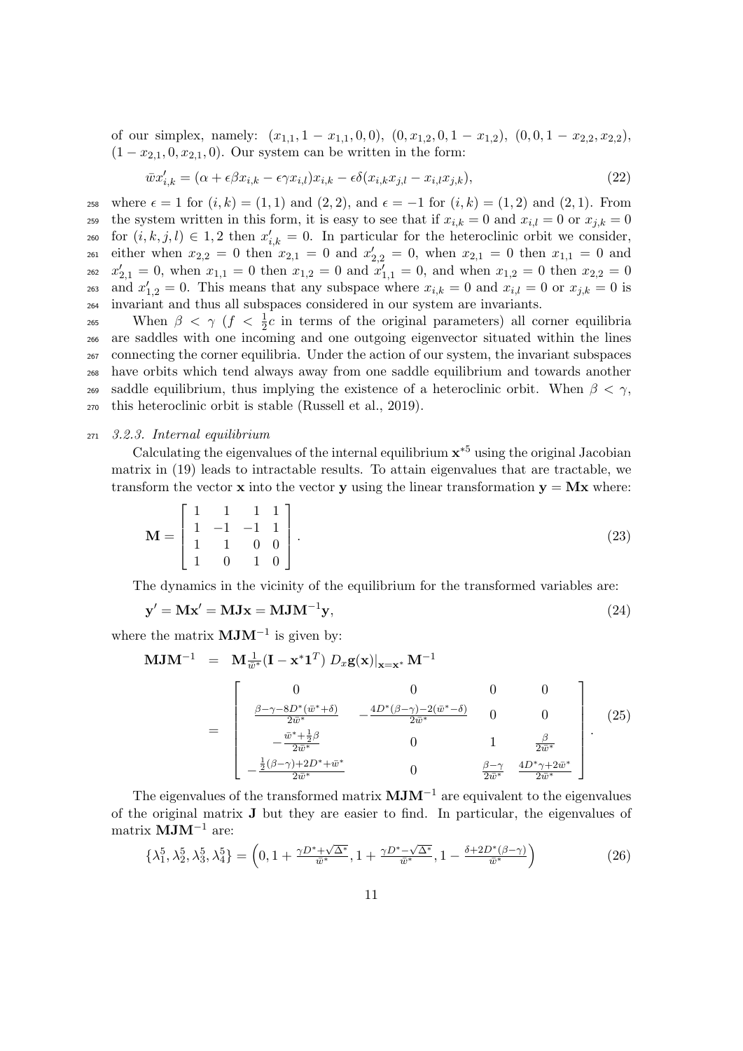of our simplex, namely: $(x_{1,1}, 1-x_{1,1}, 0, 0)$, $(0, x_{1,2}, 0, 1-x_{1,2})$, $(0, 0, 1-x_{2,2}, x_{2,2})$, $(1-x_{2,1}, 0, x_{2,1}, 0)$. Our system can be written in the form:

$$\bar{w}x'_{i,k} = (\alpha + \epsilon\beta x_{i,k} - \epsilon\gamma x_{i,l})x_{i,k} - \epsilon\delta(x_{i,k}x_{j,l} - x_{i,l}x_{j,k}), \tag{22}$$

where $\epsilon = 1$ for $(i,k) = (1,1)$ and $(2,2)$, and $\epsilon = -1$ for $(i,k) = (1,2)$ and $(2,1)$. From the system written in this form, it is easy to see that if $x_{i,k} = 0$ and $x_{i,l} = 0$ or $x_{j,k} = 0$ for $(i,k,j,l) \in 1,2$ then $x'_{i,k} = 0$. In particular for the heteroclinic orbit we consider, either when $x_{2,2} = 0$ then $x_{2,1} = 0$ and $x'_{2,2} = 0$, when $x_{2,1} = 0$ then $x_{1,1} = 0$ and $x'_{2,1} = 0$, when $x_{1,1} = 0$ then $x_{1,2} = 0$ and $x'_{1,1} = 0$, and when $x_{1,2} = 0$ then $x_{2,2} = 0$ and $x'_{1,2} = 0$. This means that any subspace where $x_{i,k} = 0$ and $x_{i,l} = 0$ or $x_{j,k} = 0$ is invariant and thus all subspaces considered in our system are invariants.

When $\beta < \gamma$ ($f < \frac{1}{2}c$ in terms of the original parameters) all corner equilibria are saddles with one incoming and one outgoing eigenvector situated within the lines connecting the corner equilibria. Under the action of our system, the invariant subspaces have orbits which tend always away from one saddle equilibrium and towards another saddle equilibrium, thus implying the existence of a heteroclinic orbit. When $\beta < \gamma$, this heteroclinic orbit is stable (Russell et al., 2019).

*3.2.3. Internal equilibrium*

Calculating the eigenvalues of the internal equilibrium $\mathbf{x}^{*5}$ using the original Jacobian matrix in (19) leads to intractable results. To attain eigenvalues that are tractable, we transform the vector $\mathbf{x}$ into the vector $\mathbf{y}$ using the linear transformation $\mathbf{y} = \mathbf{M}\mathbf{x}$ where:

$$\mathbf{M} = \begin{bmatrix} 1 & 1 & 1 & 1 \\ 1 & -1 & -1 & 1 \\ 1 & 1 & 0 & 0 \\ 1 & 0 & 1 & 0 \end{bmatrix}. \tag{23}$$

The dynamics in the vicinity of the equilibrium for the transformed variables are:

$$\mathbf{y}' = \mathbf{M}\mathbf{x}' = \mathbf{M}\mathbf{J}\mathbf{x} = \mathbf{M}\mathbf{J}\mathbf{M}^{-1}\mathbf{y}, \tag{24}$$

where the matrix $\mathbf{M}\mathbf{J}\mathbf{M}^{-1}$ is given by:

$$\begin{aligned}\mathbf{M}\mathbf{J}\mathbf{M}^{-1} &= \mathbf{M}\frac{1}{\bar{w}^*}(\mathbf{I} - \mathbf{x}^*\mathbf{1}^T)\left.D_x\mathbf{g}(\mathbf{x})\right|_{\mathbf{x}=\mathbf{x}^*}\mathbf{M}^{-1} \\ &= \begin{bmatrix} 0 & 0 & 0 & 0 \\ \frac{\beta-\gamma-8D^*(\bar{w}^*+\delta)}{2\bar{w}^*} & -\frac{4D^*(\beta-\gamma)-2(\bar{w}^*-\delta)}{2\bar{w}^*} & 0 & 0 \\ -\frac{\bar{w}^*+\frac{1}{2}\beta}{2\bar{w}^*} & 0 & 1 & \frac{\beta}{2\bar{w}^*} \\ -\frac{\frac{1}{2}(\beta-\gamma)+2D^*+\bar{w}^*}{2\bar{w}^*} & 0 & \frac{\beta-\gamma}{2\bar{w}^*} & \frac{4D^*\gamma+2\bar{w}^*}{2\bar{w}^*} \end{bmatrix}.\end{aligned} \tag{25}$$

The eigenvalues of the transformed matrix $\mathbf{M}\mathbf{J}\mathbf{M}^{-1}$ are equivalent to the eigenvalues of the original matrix $\mathbf{J}$ but they are easier to find. In particular, the eigenvalues of matrix $\mathbf{M}\mathbf{J}\mathbf{M}^{-1}$ are:

$$\{\lambda_1^5, \lambda_2^5, \lambda_3^5, \lambda_4^5\} = \left(0, 1 + \tfrac{\gamma D^* + \sqrt{\Delta^*}}{\bar{w}^*}, 1 + \tfrac{\gamma D^* - \sqrt{\Delta^*}}{\bar{w}^*}, 1 - \tfrac{\delta + 2D^*(\beta-\gamma)}{\bar{w}^*}\right) \tag{26}$$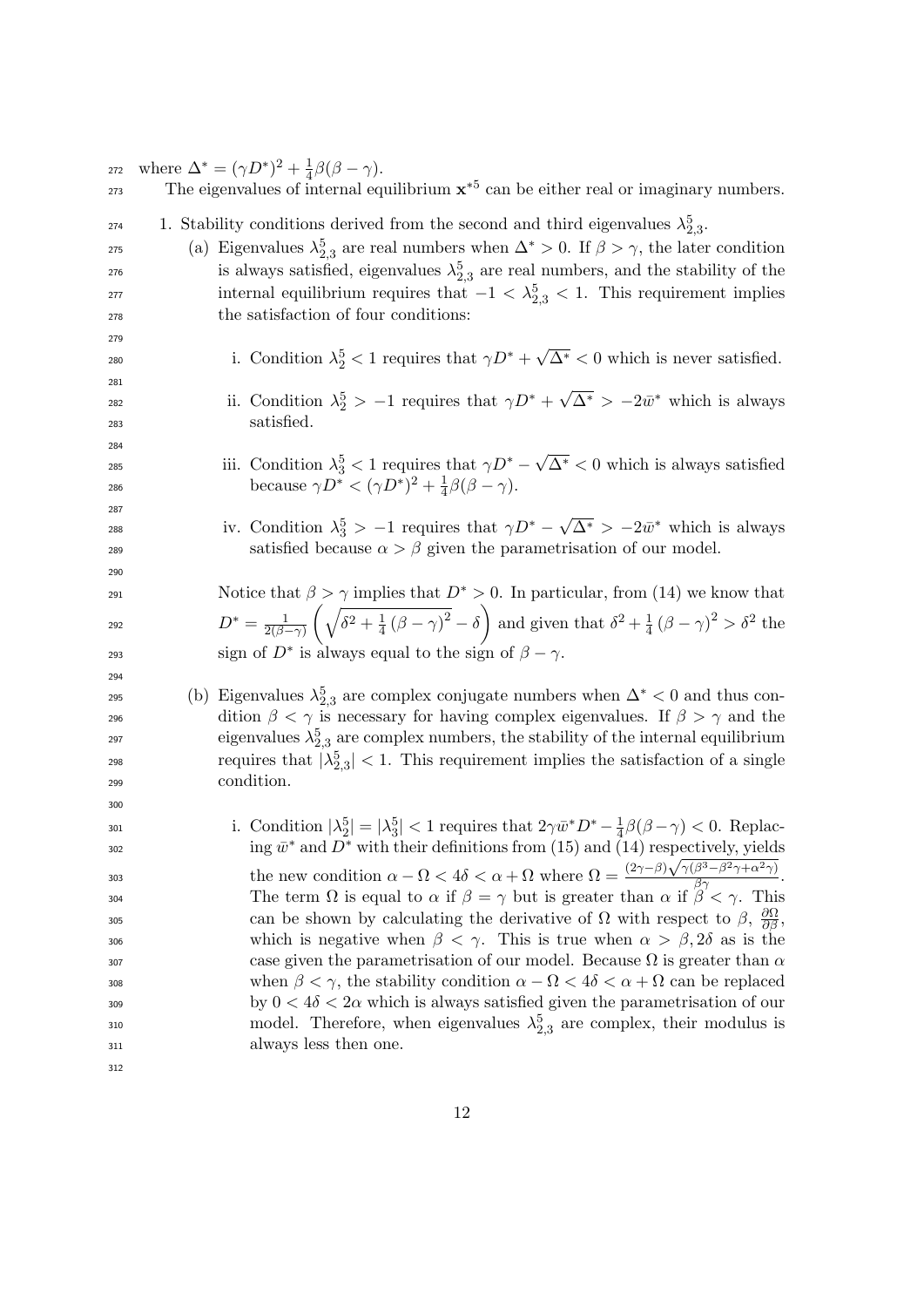where $\Delta^* = (\gamma D^*)^2 + \frac{1}{4}\beta(\beta - \gamma)$.

The eigenvalues of internal equilibrium $\mathbf{x}^{*5}$ can be either real or imaginary numbers.

1. Stability conditions derived from the second and third eigenvalues $\lambda^5_{2,3}$.
   (a) Eigenvalues $\lambda^5_{2,3}$ are real numbers when $\Delta^* > 0$. If $\beta > \gamma$, the later condition is always satisfied, eigenvalues $\lambda^5_{2,3}$ are real numbers, and the stability of the internal equilibrium requires that $-1 < \lambda^5_{2,3} < 1$. This requirement implies the satisfaction of four conditions:

      i. Condition $\lambda^5_2 < 1$ requires that $\gamma D^* + \sqrt{\Delta^*} < 0$ which is never satisfied.

      ii. Condition $\lambda^5_2 > -1$ requires that $\gamma D^* + \sqrt{\Delta^*} > -2\bar{w}^*$ which is always satisfied.

      iii. Condition $\lambda^5_3 < 1$ requires that $\gamma D^* - \sqrt{\Delta^*} < 0$ which is always satisfied because $\gamma D^* < (\gamma D^*)^2 + \frac{1}{4}\beta(\beta - \gamma)$.

      iv. Condition $\lambda^5_3 > -1$ requires that $\gamma D^* - \sqrt{\Delta^*} > -2\bar{w}^*$ which is always satisfied because $\alpha > \beta$ given the parametrisation of our model.

   Notice that $\beta > \gamma$ implies that $D^* > 0$. In particular, from (14) we know that $D^* = \frac{1}{2(\beta-\gamma)}\left(\sqrt{\delta^2 + \frac{1}{4}(\beta - \gamma)^2} - \delta\right)$ and given that $\delta^2 + \frac{1}{4}(\beta - \gamma)^2 > \delta^2$ the sign of $D^*$ is always equal to the sign of $\beta - \gamma$.

   (b) Eigenvalues $\lambda^5_{2,3}$ are complex conjugate numbers when $\Delta^* < 0$ and thus condition $\beta < \gamma$ is necessary for having complex eigenvalues. If $\beta > \gamma$ and the eigenvalues $\lambda^5_{2,3}$ are complex numbers, the stability of the internal equilibrium requires that $|\lambda^5_{2,3}| < 1$. This requirement implies the satisfaction of a single condition.

      i. Condition $|\lambda^5_2| = |\lambda^5_3| < 1$ requires that $2\gamma\bar{w}^* D^* - \frac{1}{4}\beta(\beta - \gamma) < 0$. Replacing $\bar{w}^*$ and $D^*$ with their definitions from (15) and (14) respectively, yields the new condition $\alpha - \Omega < 4\delta < \alpha + \Omega$ where $\Omega = \frac{(2\gamma-\beta)\sqrt{\gamma(\beta^3-\beta^2\gamma+\alpha^2\gamma)}}{\beta\gamma}$. The term $\Omega$ is equal to $\alpha$ if $\beta = \gamma$ but is greater than $\alpha$ if $\beta < \gamma$. This can be shown by calculating the derivative of $\Omega$ with respect to $\beta$, $\frac{\partial\Omega}{\partial\beta}$, which is negative when $\beta < \gamma$. This is true when $\alpha > \beta, 2\delta$ as is the case given the parametrisation of our model. Because $\Omega$ is greater than $\alpha$ when $\beta < \gamma$, the stability condition $\alpha - \Omega < 4\delta < \alpha + \Omega$ can be replaced by $0 < 4\delta < 2\alpha$ which is always satisfied given the parametrisation of our model. Therefore, when eigenvalues $\lambda^5_{2,3}$ are complex, their modulus is always less then one.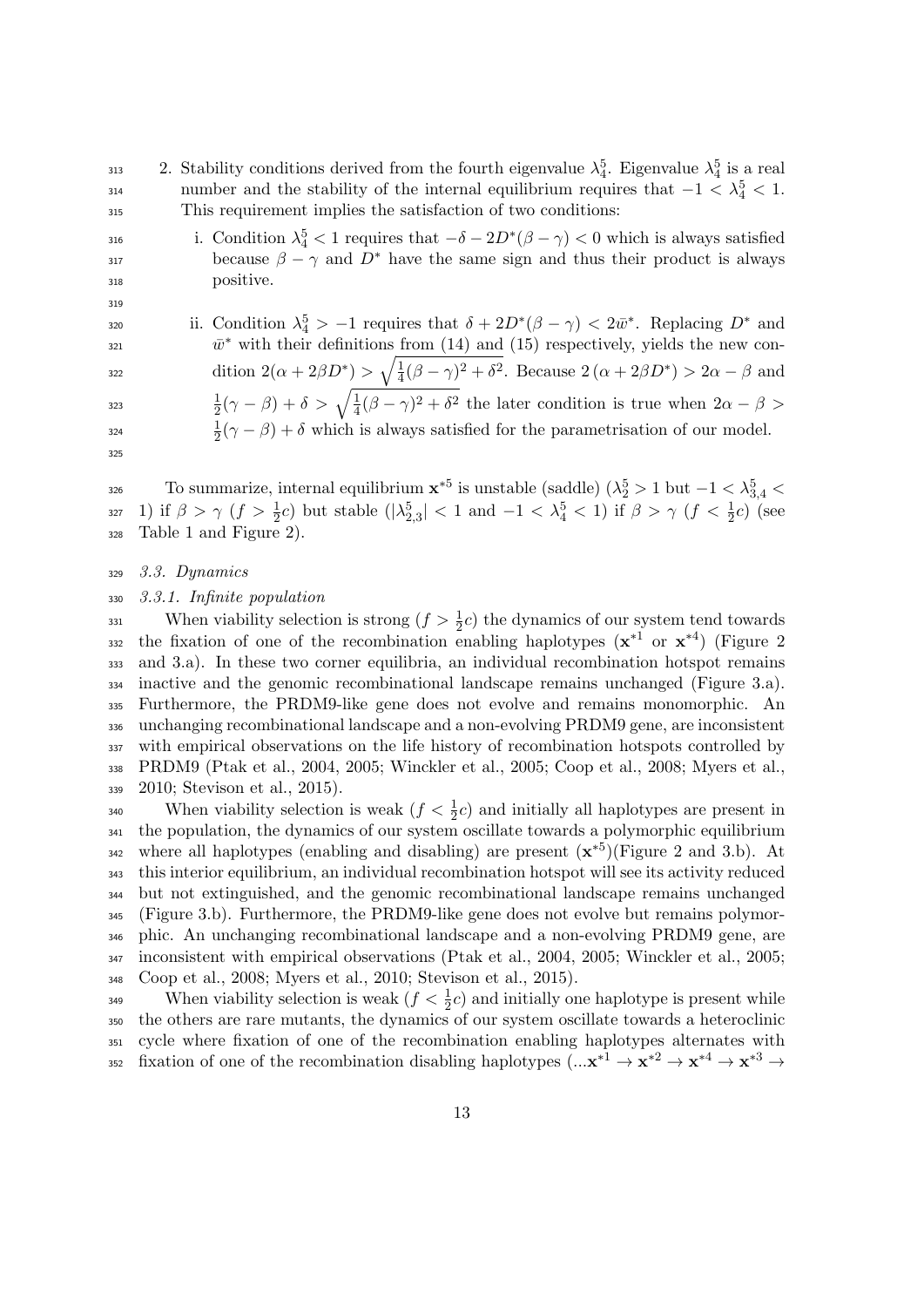2. Stability conditions derived from the fourth eigenvalue $\lambda_4^5$. Eigenvalue $\lambda_4^5$ is a real number and the stability of the internal equilibrium requires that $-1 < \lambda_4^5 < 1$. This requirement implies the satisfaction of two conditions:

    i. Condition $\lambda_4^5 < 1$ requires that $-\delta - 2D^*(\beta - \gamma) < 0$ which is always satisfied because $\beta - \gamma$ and $D^*$ have the same sign and thus their product is always positive.

    ii. Condition $\lambda_4^5 > -1$ requires that $\delta + 2D^*(\beta - \gamma) < 2\bar{w}^*$. Replacing $D^*$ and $\bar{w}^*$ with their definitions from (14) and (15) respectively, yields the new condition $2(\alpha + 2\beta D^*) > \sqrt{\frac{1}{4}(\beta - \gamma)^2 + \delta^2}$. Because $2(\alpha + 2\beta D^*) > 2\alpha - \beta$ and $\frac{1}{2}(\gamma - \beta) + \delta > \sqrt{\frac{1}{4}(\beta - \gamma)^2 + \delta^2}$ the later condition is true when $2\alpha - \beta > \frac{1}{2}(\gamma - \beta) + \delta$ which is always satisfied for the parametrisation of our model.

To summarize, internal equilibrium $\mathbf{x}^{*5}$ is unstable (saddle) ($\lambda_2^5 > 1$ but $-1 < \lambda_{3,4}^5 < 1$) if $\beta > \gamma$ ($f > \frac{1}{2}c$) but stable ($|\lambda_{2,3}^5| < 1$ and $-1 < \lambda_4^5 < 1$) if $\beta > \gamma$ ($f < \frac{1}{2}c$) (see Table 1 and Figure 2).

### *3.3. Dynamics*

#### *3.3.1. Infinite population*

When viability selection is strong ($f > \frac{1}{2}c$) the dynamics of our system tend towards the fixation of one of the recombination enabling haplotypes ($\mathbf{x}^{*1}$ or $\mathbf{x}^{*4}$) (Figure 2 and 3.a). In these two corner equilibria, an individual recombination hotspot remains inactive and the genomic recombinational landscape remains unchanged (Figure 3.a). Furthermore, the PRDM9-like gene does not evolve and remains monomorphic. An unchanging recombinational landscape and a non-evolving PRDM9 gene, are inconsistent with empirical observations on the life history of recombination hotspots controlled by PRDM9 (Ptak et al., 2004, 2005; Winckler et al., 2005; Coop et al., 2008; Myers et al., 2010; Stevison et al., 2015).

When viability selection is weak ($f < \frac{1}{2}c$) and initially all haplotypes are present in the population, the dynamics of our system oscillate towards a polymorphic equilibrium where all haplotypes (enabling and disabling) are present ($\mathbf{x}^{*5}$)(Figure 2 and 3.b). At this interior equilibrium, an individual recombination hotspot will see its activity reduced but not extinguished, and the genomic recombinational landscape remains unchanged (Figure 3.b). Furthermore, the PRDM9-like gene does not evolve but remains polymorphic. An unchanging recombinational landscape and a non-evolving PRDM9 gene, are inconsistent with empirical observations (Ptak et al., 2004, 2005; Winckler et al., 2005; Coop et al., 2008; Myers et al., 2010; Stevison et al., 2015).

When viability selection is weak ($f < \frac{1}{2}c$) and initially one haplotype is present while the others are rare mutants, the dynamics of our system oscillate towards a heteroclinic cycle where fixation of one of the recombination enabling haplotypes alternates with fixation of one of the recombination disabling haplotypes ($...\mathbf{x}^{*1} \rightarrow \mathbf{x}^{*2} \rightarrow \mathbf{x}^{*4} \rightarrow \mathbf{x}^{*3} \rightarrow$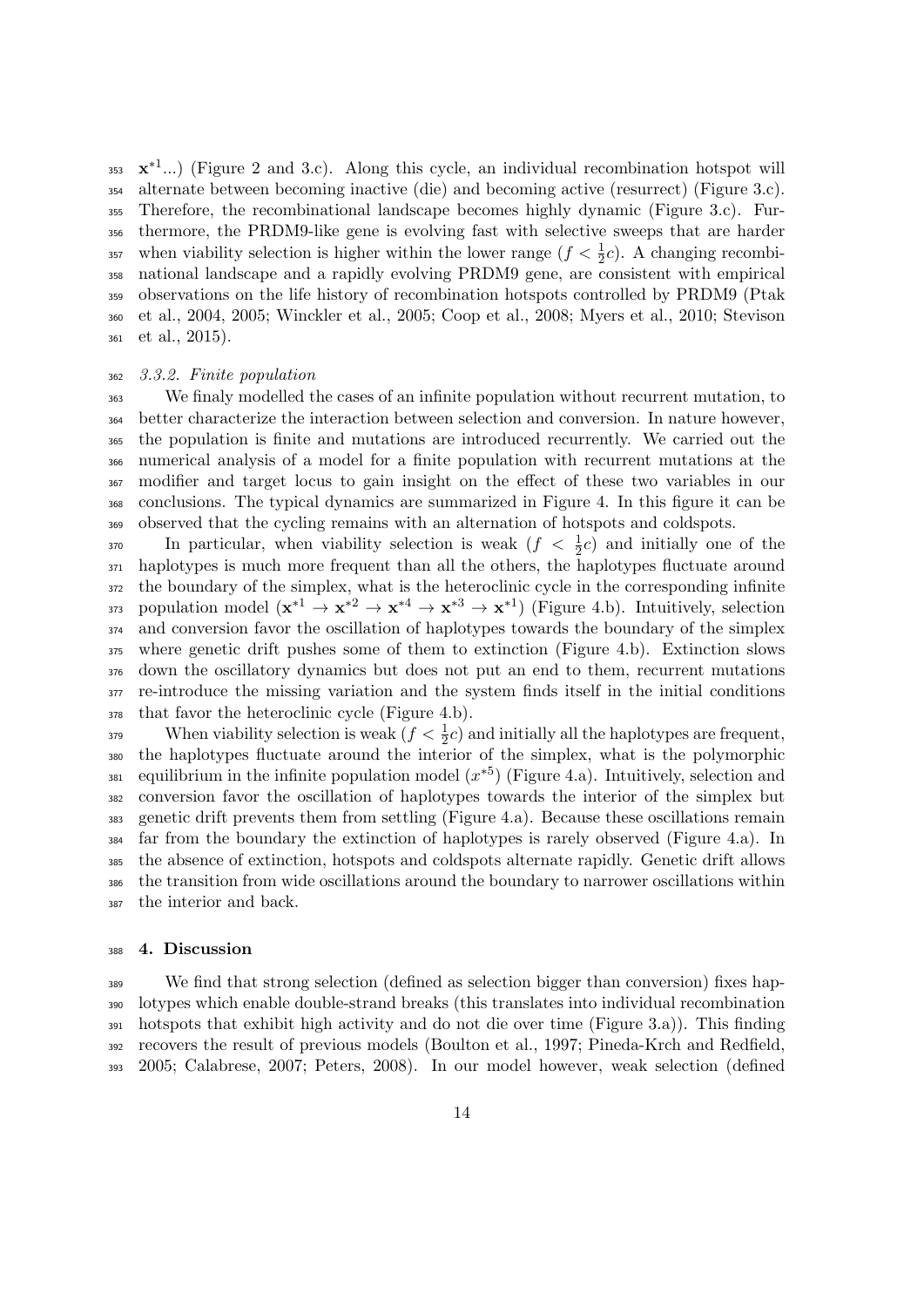$\mathbf{x}^{*1}$...) (Figure 2 and 3.c). Along this cycle, an individual recombination hotspot will alternate between becoming inactive (die) and becoming active (resurrect) (Figure 3.c). Therefore, the recombinational landscape becomes highly dynamic (Figure 3.c). Furthermore, the PRDM9-like gene is evolving fast with selective sweeps that are harder when viability selection is higher within the lower range ($f < \frac{1}{2}c$). A changing recombinational landscape and a rapidly evolving PRDM9 gene, are consistent with empirical observations on the life history of recombination hotspots controlled by PRDM9 (Ptak et al., 2004, 2005; Winckler et al., 2005; Coop et al., 2008; Myers et al., 2010; Stevison et al., 2015).

### *3.3.2. Finite population*

We finaly modelled the cases of an infinite population without recurrent mutation, to better characterize the interaction between selection and conversion. In nature however, the population is finite and mutations are introduced recurrently. We carried out the numerical analysis of a model for a finite population with recurrent mutations at the modifier and target locus to gain insight on the effect of these two variables in our conclusions. The typical dynamics are summarized in Figure 4. In this figure it can be observed that the cycling remains with an alternation of hotspots and coldspots.

In particular, when viability selection is weak ($f < \frac{1}{2}c$) and initially one of the haplotypes is much more frequent than all the others, the haplotypes fluctuate around the boundary of the simplex, what is the heteroclinic cycle in the corresponding infinite population model ($\mathbf{x}^{*1} \rightarrow \mathbf{x}^{*2} \rightarrow \mathbf{x}^{*4} \rightarrow \mathbf{x}^{*3} \rightarrow \mathbf{x}^{*1}$) (Figure 4.b). Intuitively, selection and conversion favor the oscillation of haplotypes towards the boundary of the simplex where genetic drift pushes some of them to extinction (Figure 4.b). Extinction slows down the oscillatory dynamics but does not put an end to them, recurrent mutations re-introduce the missing variation and the system finds itself in the initial conditions that favor the heteroclinic cycle (Figure 4.b).

When viability selection is weak ($f < \frac{1}{2}c$) and initially all the haplotypes are frequent, the haplotypes fluctuate around the interior of the simplex, what is the polymorphic equilibrium in the infinite population model ($x^{*5}$) (Figure 4.a). Intuitively, selection and conversion favor the oscillation of haplotypes towards the interior of the simplex but genetic drift prevents them from settling (Figure 4.a). Because these oscillations remain far from the boundary the extinction of haplotypes is rarely observed (Figure 4.a). In the absence of extinction, hotspots and coldspots alternate rapidly. Genetic drift allows the transition from wide oscillations around the boundary to narrower oscillations within the interior and back.

## 4. Discussion

We find that strong selection (defined as selection bigger than conversion) fixes haplotypes which enable double-strand breaks (this translates into individual recombination hotspots that exhibit high activity and do not die over time (Figure 3.a)). This finding recovers the result of previous models (Boulton et al., 1997; Pineda-Krch and Redfield, 2005; Calabrese, 2007; Peters, 2008). In our model however, weak selection (defined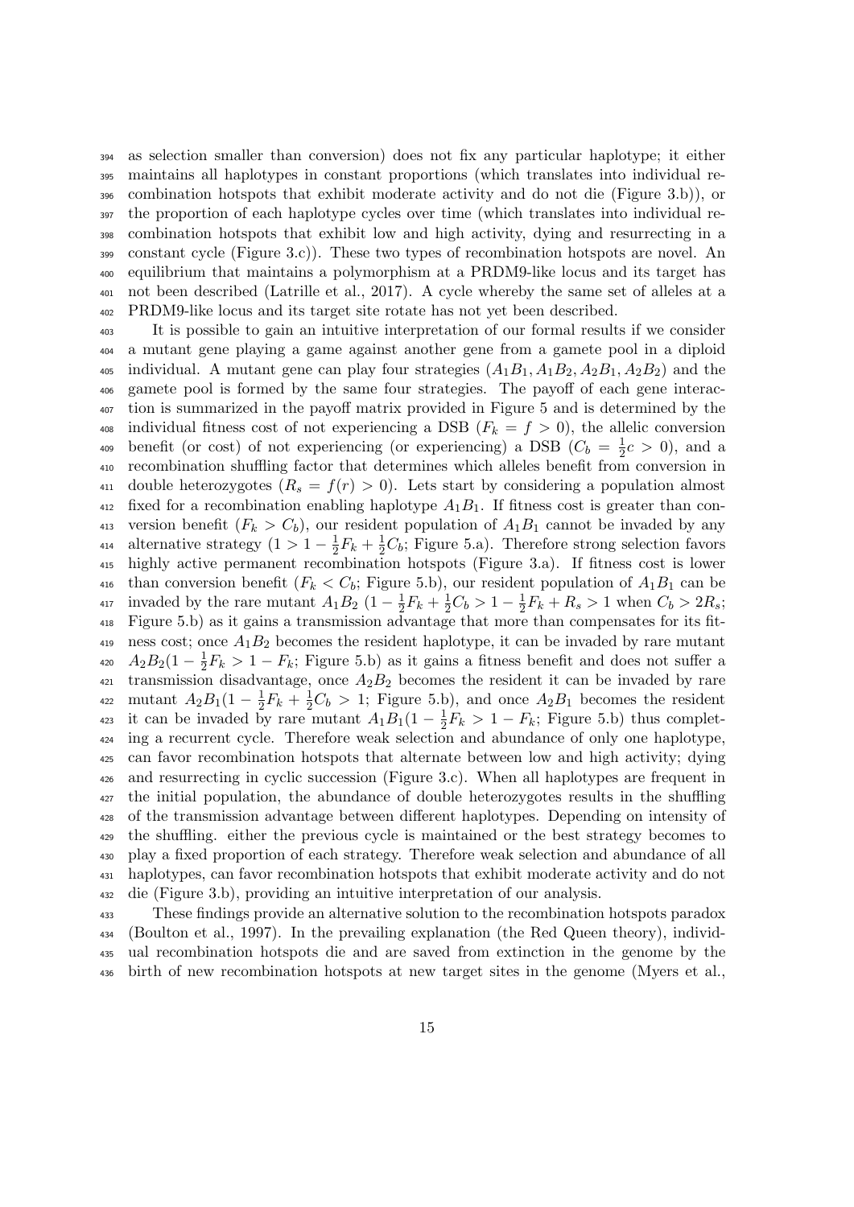as selection smaller than conversion) does not fix any particular haplotype; it either maintains all haplotypes in constant proportions (which translates into individual recombination hotspots that exhibit moderate activity and do not die (Figure 3.b)), or the proportion of each haplotype cycles over time (which translates into individual recombination hotspots that exhibit low and high activity, dying and resurrecting in a constant cycle (Figure 3.c)). These two types of recombination hotspots are novel. An equilibrium that maintains a polymorphism at a PRDM9-like locus and its target has not been described (Latrille et al., 2017). A cycle whereby the same set of alleles at a PRDM9-like locus and its target site rotate has not yet been described.

It is possible to gain an intuitive interpretation of our formal results if we consider a mutant gene playing a game against another gene from a gamete pool in a diploid individual. A mutant gene can play four strategies ($A_1B_1, A_1B_2, A_2B_1, A_2B_2$) and the gamete pool is formed by the same four strategies. The payoff of each gene interaction is summarized in the payoff matrix provided in Figure 5 and is determined by the individual fitness cost of not experiencing a DSB ($F_k = f > 0$), the allelic conversion benefit (or cost) of not experiencing (or experiencing) a DSB ($C_b = \frac{1}{2}c > 0$), and a recombination shuffling factor that determines which alleles benefit from conversion in double heterozygotes ($R_s = f(r) > 0$). Lets start by considering a population almost fixed for a recombination enabling haplotype $A_1B_1$. If fitness cost is greater than conversion benefit ($F_k > C_b$), our resident population of $A_1B_1$ cannot be invaded by any alternative strategy ($1 > 1 - \frac{1}{2}F_k + \frac{1}{2}C_b$; Figure 5.a). Therefore strong selection favors highly active permanent recombination hotspots (Figure 3.a). If fitness cost is lower than conversion benefit ($F_k < C_b$; Figure 5.b), our resident population of $A_1B_1$ can be invaded by the rare mutant $A_1B_2$ ($1 - \frac{1}{2}F_k + \frac{1}{2}C_b > 1 - \frac{1}{2}F_k + R_s > 1$ when $C_b > 2R_s$; Figure 5.b) as it gains a transmission advantage that more than compensates for its fitness cost; once $A_1B_2$ becomes the resident haplotype, it can be invaded by rare mutant $A_2B_2(1 - \frac{1}{2}F_k > 1 - F_k$; Figure 5.b) as it gains a fitness benefit and does not suffer a transmission disadvantage, once $A_2B_2$ becomes the resident it can be invaded by rare mutant $A_2B_1(1 - \frac{1}{2}F_k + \frac{1}{2}C_b > 1$; Figure 5.b), and once $A_2B_1$ becomes the resident it can be invaded by rare mutant $A_1B_1(1 - \frac{1}{2}F_k > 1 - F_k$; Figure 5.b) thus completing a recurrent cycle. Therefore weak selection and abundance of only one haplotype, can favor recombination hotspots that alternate between low and high activity; dying and resurrecting in cyclic succession (Figure 3.c). When all haplotypes are frequent in the initial population, the abundance of double heterozygotes results in the shuffling of the transmission advantage between different haplotypes. Depending on intensity of the shuffling. either the previous cycle is maintained or the best strategy becomes to play a fixed proportion of each strategy. Therefore weak selection and abundance of all haplotypes, can favor recombination hotspots that exhibit moderate activity and do not die (Figure 3.b), providing an intuitive interpretation of our analysis.

These findings provide an alternative solution to the recombination hotspots paradox (Boulton et al., 1997). In the prevailing explanation (the Red Queen theory), individual recombination hotspots die and are saved from extinction in the genome by the birth of new recombination hotspots at new target sites in the genome (Myers et al.,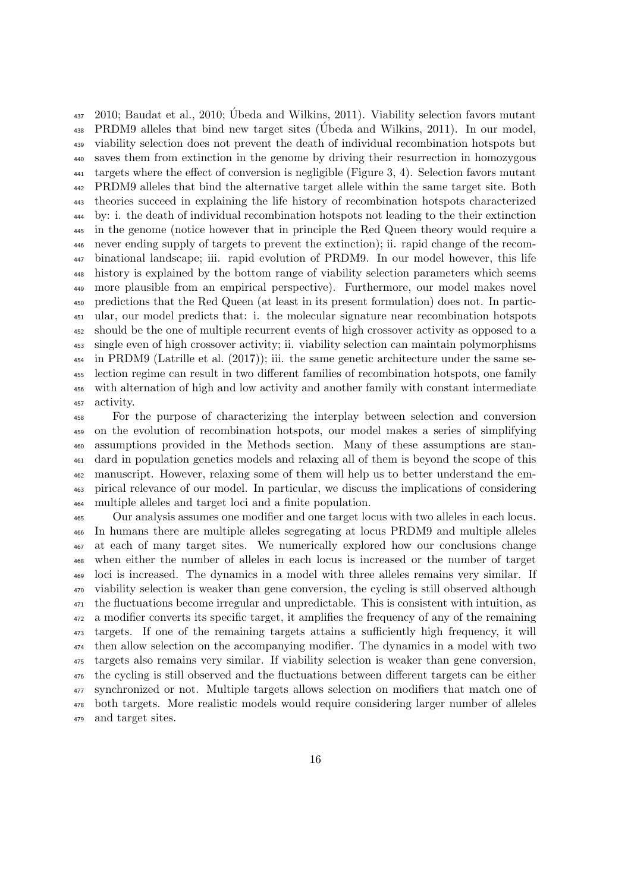2010; Baudat et al., 2010; Úbeda and Wilkins, 2011). Viability selection favors mutant PRDM9 alleles that bind new target sites (Úbeda and Wilkins, 2011). In our model, viability selection does not prevent the death of individual recombination hotspots but saves them from extinction in the genome by driving their resurrection in homozygous targets where the effect of conversion is negligible (Figure 3, 4). Selection favors mutant PRDM9 alleles that bind the alternative target allele within the same target site. Both theories succeed in explaining the life history of recombination hotspots characterized by: i. the death of individual recombination hotspots not leading to the their extinction in the genome (notice however that in principle the Red Queen theory would require a never ending supply of targets to prevent the extinction); ii. rapid change of the recombinational landscape; iii. rapid evolution of PRDM9. In our model however, this life history is explained by the bottom range of viability selection parameters which seems more plausible from an empirical perspective). Furthermore, our model makes novel predictions that the Red Queen (at least in its present formulation) does not. In particular, our model predicts that: i. the molecular signature near recombination hotspots should be the one of multiple recurrent events of high crossover activity as opposed to a single even of high crossover activity; ii. viability selection can maintain polymorphisms in PRDM9 (Latrille et al. (2017)); iii. the same genetic architecture under the same selection regime can result in two different families of recombination hotspots, one family with alternation of high and low activity and another family with constant intermediate activity.

For the purpose of characterizing the interplay between selection and conversion on the evolution of recombination hotspots, our model makes a series of simplifying assumptions provided in the Methods section. Many of these assumptions are standard in population genetics models and relaxing all of them is beyond the scope of this manuscript. However, relaxing some of them will help us to better understand the empirical relevance of our model. In particular, we discuss the implications of considering multiple alleles and target loci and a finite population.

Our analysis assumes one modifier and one target locus with two alleles in each locus. In humans there are multiple alleles segregating at locus PRDM9 and multiple alleles at each of many target sites. We numerically explored how our conclusions change when either the number of alleles in each locus is increased or the number of target loci is increased. The dynamics in a model with three alleles remains very similar. If viability selection is weaker than gene conversion, the cycling is still observed although the fluctuations become irregular and unpredictable. This is consistent with intuition, as a modifier converts its specific target, it amplifies the frequency of any of the remaining targets. If one of the remaining targets attains a sufficiently high frequency, it will then allow selection on the accompanying modifier. The dynamics in a model with two targets also remains very similar. If viability selection is weaker than gene conversion, the cycling is still observed and the fluctuations between different targets can be either synchronized or not. Multiple targets allows selection on modifiers that match one of both targets. More realistic models would require considering larger number of alleles and target sites.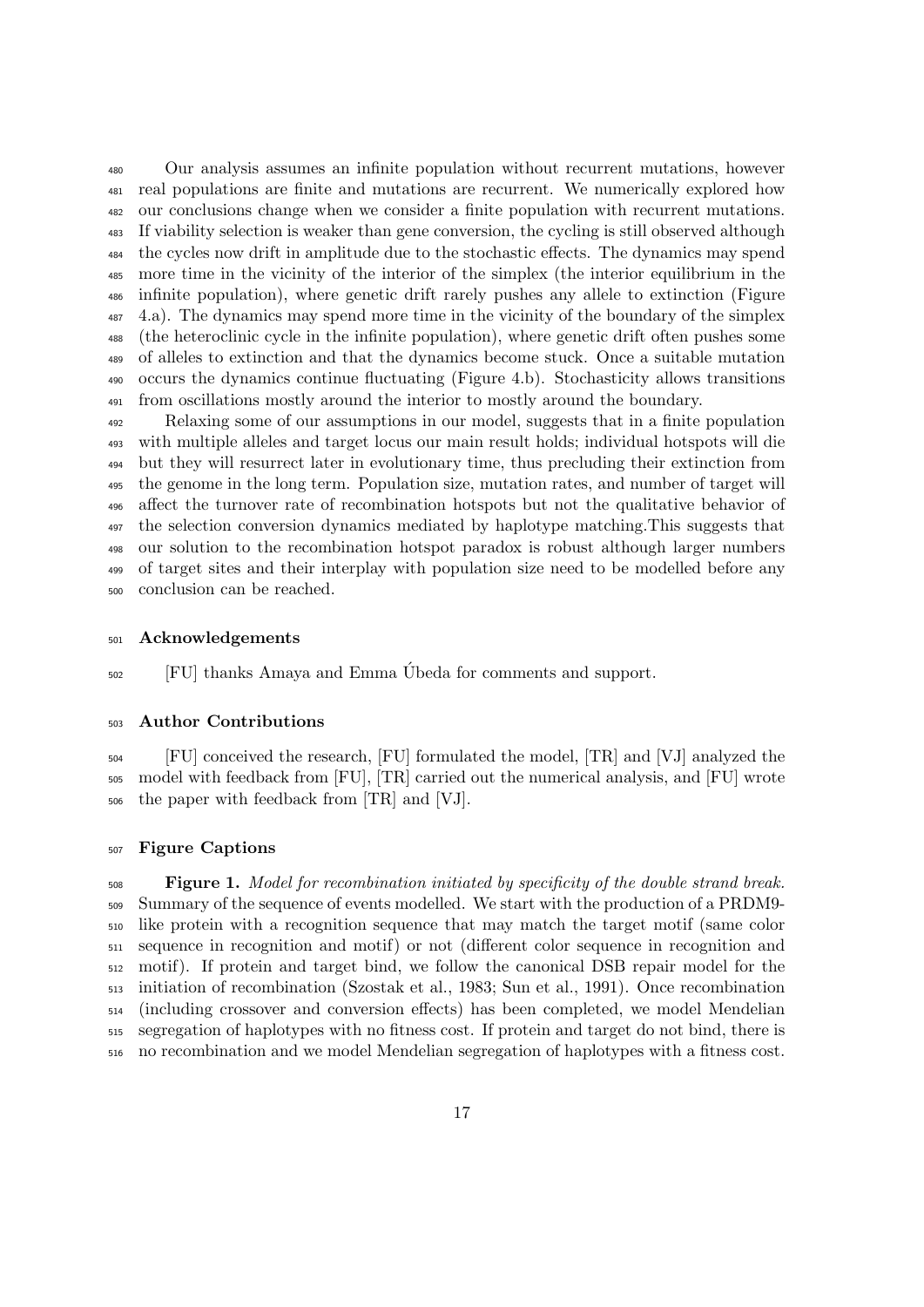Our analysis assumes an infinite population without recurrent mutations, however real populations are finite and mutations are recurrent. We numerically explored how our conclusions change when we consider a finite population with recurrent mutations. If viability selection is weaker than gene conversion, the cycling is still observed although the cycles now drift in amplitude due to the stochastic effects. The dynamics may spend more time in the vicinity of the interior of the simplex (the interior equilibrium in the infinite population), where genetic drift rarely pushes any allele to extinction (Figure 4.a). The dynamics may spend more time in the vicinity of the boundary of the simplex (the heteroclinic cycle in the infinite population), where genetic drift often pushes some of alleles to extinction and that the dynamics become stuck. Once a suitable mutation occurs the dynamics continue fluctuating (Figure 4.b). Stochasticity allows transitions from oscillations mostly around the interior to mostly around the boundary.

Relaxing some of our assumptions in our model, suggests that in a finite population with multiple alleles and target locus our main result holds; individual hotspots will die but they will resurrect later in evolutionary time, thus precluding their extinction from the genome in the long term. Population size, mutation rates, and number of target will affect the turnover rate of recombination hotspots but not the qualitative behavior of the selection conversion dynamics mediated by haplotype matching.This suggests that our solution to the recombination hotspot paradox is robust although larger numbers of target sites and their interplay with population size need to be modelled before any conclusion can be reached.

## Acknowledgements

[FU] thanks Amaya and Emma Úbeda for comments and support.

## Author Contributions

[FU] conceived the research, [FU] formulated the model, [TR] and [VJ] analyzed the model with feedback from [FU], [TR] carried out the numerical analysis, and [FU] wrote the paper with feedback from [TR] and [VJ].

## Figure Captions

**Figure 1.** *Model for recombination initiated by specificity of the double strand break.* Summary of the sequence of events modelled. We start with the production of a PRDM9-like protein with a recognition sequence that may match the target motif (same color sequence in recognition and motif) or not (different color sequence in recognition and motif). If protein and target bind, we follow the canonical DSB repair model for the initiation of recombination (Szostak et al., 1983; Sun et al., 1991). Once recombination (including crossover and conversion effects) has been completed, we model Mendelian segregation of haplotypes with no fitness cost. If protein and target do not bind, there is no recombination and we model Mendelian segregation of haplotypes with a fitness cost.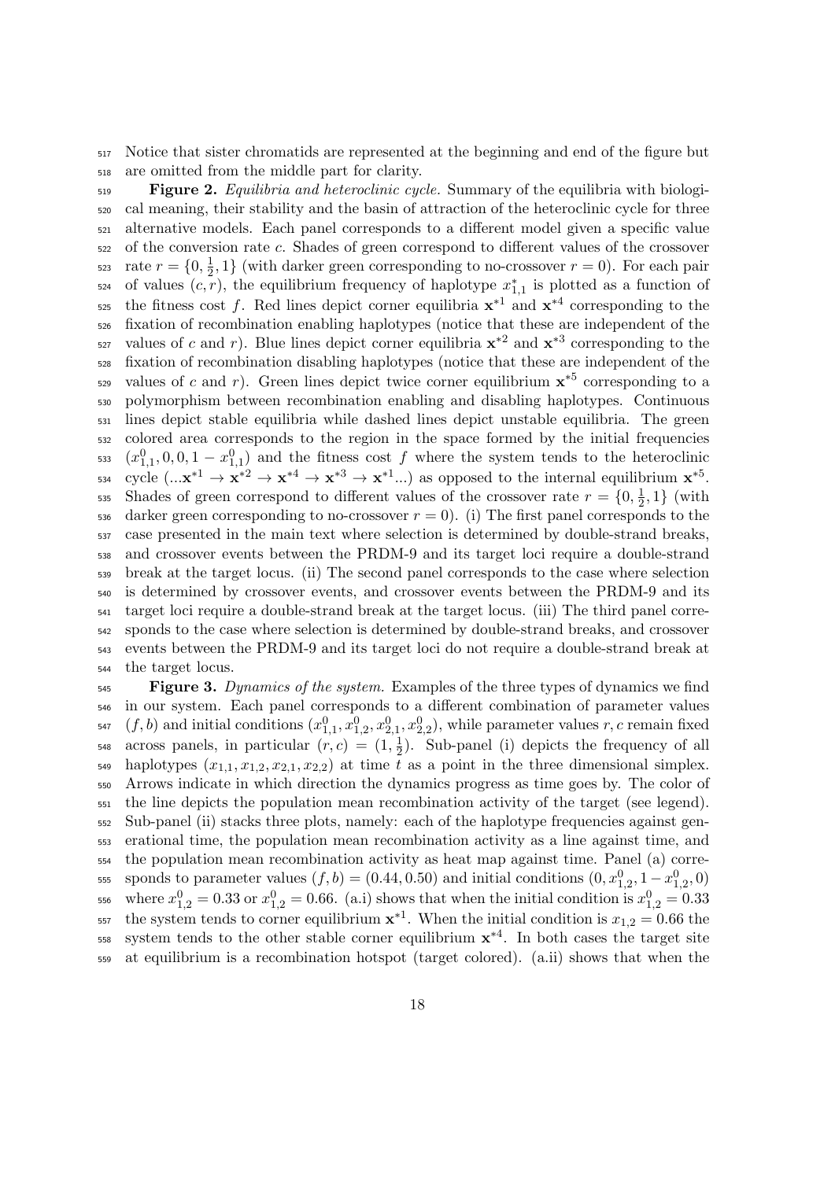Notice that sister chromatids are represented at the beginning and end of the figure but are omitted from the middle part for clarity.

**Figure 2.** *Equilibria and heteroclinic cycle.* Summary of the equilibria with biological meaning, their stability and the basin of attraction of the heteroclinic cycle for three alternative models. Each panel corresponds to a different model given a specific value of the conversion rate $c$. Shades of green correspond to different values of the crossover rate $r = \{0, \frac{1}{2}, 1\}$ (with darker green corresponding to no-crossover $r = 0$). For each pair of values $(c, r)$, the equilibrium frequency of haplotype $x^*_{1,1}$ is plotted as a function of the fitness cost $f$. Red lines depict corner equilibria $\mathbf{x}^{*1}$ and $\mathbf{x}^{*4}$ corresponding to the fixation of recombination enabling haplotypes (notice that these are independent of the values of $c$ and $r$). Blue lines depict corner equilibria $\mathbf{x}^{*2}$ and $\mathbf{x}^{*3}$ corresponding to the fixation of recombination disabling haplotypes (notice that these are independent of the values of $c$ and $r$). Green lines depict twice corner equilibrium $\mathbf{x}^{*5}$ corresponding to a polymorphism between recombination enabling and disabling haplotypes. Continuous lines depict stable equilibria while dashed lines depict unstable equilibria. The green colored area corresponds to the region in the space formed by the initial frequencies $(x^0_{1,1}, 0, 0, 1 - x^0_{1,1})$ and the fitness cost $f$ where the system tends to the heteroclinic cycle $(...\mathbf{x}^{*1} \to \mathbf{x}^{*2} \to \mathbf{x}^{*4} \to \mathbf{x}^{*3} \to \mathbf{x}^{*1}...)$ as opposed to the internal equilibrium $\mathbf{x}^{*5}$. Shades of green correspond to different values of the crossover rate $r = \{0, \frac{1}{2}, 1\}$ (with darker green corresponding to no-crossover $r = 0$). (i) The first panel corresponds to the case presented in the main text where selection is determined by double-strand breaks, and crossover events between the PRDM-9 and its target loci require a double-strand break at the target locus. (ii) The second panel corresponds to the case where selection is determined by crossover events, and crossover events between the PRDM-9 and its target loci require a double-strand break at the target locus. (iii) The third panel corresponds to the case where selection is determined by double-strand breaks, and crossover events between the PRDM-9 and its target loci do not require a double-strand break at the target locus.

**Figure 3.** *Dynamics of the system.* Examples of the three types of dynamics we find in our system. Each panel corresponds to a different combination of parameter values $(f, b)$ and initial conditions $(x^0_{1,1}, x^0_{1,2}, x^0_{2,1}, x^0_{2,2})$, while parameter values $r, c$ remain fixed across panels, in particular $(r, c) = (1, \frac{1}{2})$. Sub-panel (i) depicts the frequency of all haplotypes $(x_{1,1}, x_{1,2}, x_{2,1}, x_{2,2})$ at time $t$ as a point in the three dimensional simplex. Arrows indicate in which direction the dynamics progress as time goes by. The color of the line depicts the population mean recombination activity of the target (see legend). Sub-panel (ii) stacks three plots, namely: each of the haplotype frequencies against generational time, the population mean recombination activity as a line against time, and the population mean recombination activity as heat map against time. Panel (a) corresponds to parameter values $(f, b) = (0.44, 0.50)$ and initial conditions $(0, x^0_{1,2}, 1 - x^0_{1,2}, 0)$ where $x^0_{1,2} = 0.33$ or $x^0_{1,2} = 0.66$. (a.i) shows that when the initial condition is $x^0_{1,2} = 0.33$ the system tends to corner equilibrium $\mathbf{x}^{*1}$. When the initial condition is $x_{1,2} = 0.66$ the system tends to the other stable corner equilibrium $\mathbf{x}^{*4}$. In both cases the target site at equilibrium is a recombination hotspot (target colored). (a.ii) shows that when the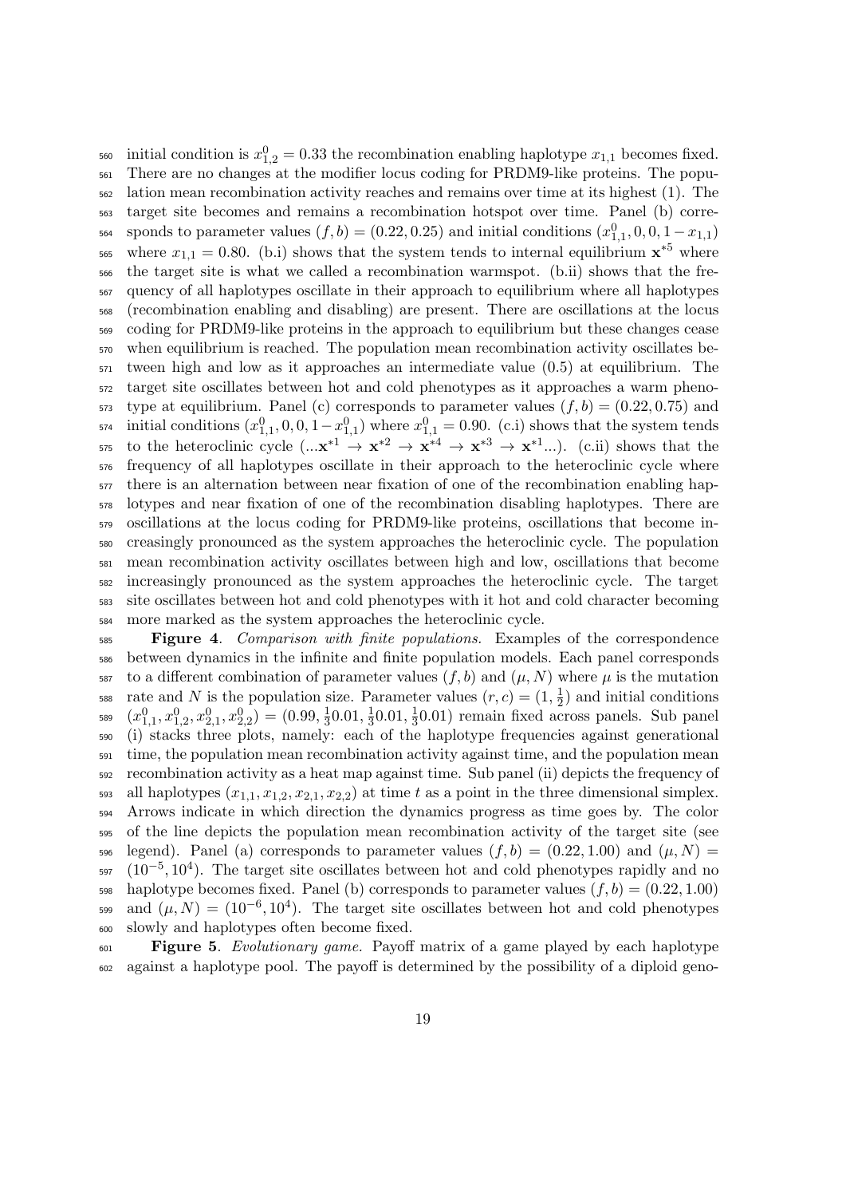initial condition is $x^0_{1,2} = 0.33$ the recombination enabling haplotype $x_{1,1}$ becomes fixed. There are no changes at the modifier locus coding for PRDM9-like proteins. The population mean recombination activity reaches and remains over time at its highest (1). The target site becomes and remains a recombination hotspot over time. Panel (b) corresponds to parameter values $(f, b) = (0.22, 0.25)$ and initial conditions $(x^0_{1,1}, 0, 0, 1 - x_{1,1})$ where $x_{1,1} = 0.80$. (b.i) shows that the system tends to internal equilibrium $\mathbf{x}^{*5}$ where the target site is what we called a recombination warmspot. (b.ii) shows that the frequency of all haplotypes oscillate in their approach to equilibrium where all haplotypes (recombination enabling and disabling) are present. There are oscillations at the locus coding for PRDM9-like proteins in the approach to equilibrium but these changes cease when equilibrium is reached. The population mean recombination activity oscillates between high and low as it approaches an intermediate value (0.5) at equilibrium. The target site oscillates between hot and cold phenotypes as it approaches a warm phenotype at equilibrium. Panel (c) corresponds to parameter values $(f, b) = (0.22, 0.75)$ and initial conditions $(x^0_{1,1}, 0, 0, 1 - x^0_{1,1})$ where $x^0_{1,1} = 0.90$. (c.i) shows that the system tends to the heteroclinic cycle $(...\mathbf{x}^{*1} \rightarrow \mathbf{x}^{*2} \rightarrow \mathbf{x}^{*4} \rightarrow \mathbf{x}^{*3} \rightarrow \mathbf{x}^{*1}...)$. (c.ii) shows that the frequency of all haplotypes oscillate in their approach to the heteroclinic cycle where there is an alternation between near fixation of one of the recombination enabling haplotypes and near fixation of one of the recombination disabling haplotypes. There are oscillations at the locus coding for PRDM9-like proteins, oscillations that become increasingly pronounced as the system approaches the heteroclinic cycle. The population mean recombination activity oscillates between high and low, oscillations that become increasingly pronounced as the system approaches the heteroclinic cycle. The target site oscillates between hot and cold phenotypes with it hot and cold character becoming more marked as the system approaches the heteroclinic cycle.

**Figure 4**. *Comparison with finite populations.* Examples of the correspondence between dynamics in the infinite and finite population models. Each panel corresponds to a different combination of parameter values $(f, b)$ and $(\mu, N)$ where $\mu$ is the mutation rate and $N$ is the population size. Parameter values $(r, c) = (1, \frac{1}{2})$ and initial conditions $(x^0_{1,1}, x^0_{1,2}, x^0_{2,1}, x^0_{2,2}) = (0.99, \frac{1}{3}0.01, \frac{1}{3}0.01, \frac{1}{3}0.01)$ remain fixed across panels. Sub panel (i) stacks three plots, namely: each of the haplotype frequencies against generational time, the population mean recombination activity against time, and the population mean recombination activity as a heat map against time. Sub panel (ii) depicts the frequency of all haplotypes $(x_{1,1}, x_{1,2}, x_{2,1}, x_{2,2})$ at time $t$ as a point in the three dimensional simplex. Arrows indicate in which direction the dynamics progress as time goes by. The color of the line depicts the population mean recombination activity of the target site (see legend). Panel (a) corresponds to parameter values $(f, b) = (0.22, 1.00)$ and $(\mu, N) = (10^{-5}, 10^4)$. The target site oscillates between hot and cold phenotypes rapidly and no haplotype becomes fixed. Panel (b) corresponds to parameter values $(f, b) = (0.22, 1.00)$ and $(\mu, N) = (10^{-6}, 10^4)$. The target site oscillates between hot and cold phenotypes slowly and haplotypes often become fixed.

**Figure 5**. *Evolutionary game.* Payoff matrix of a game played by each haplotype against a haplotype pool. The payoff is determined by the possibility of a diploid geno-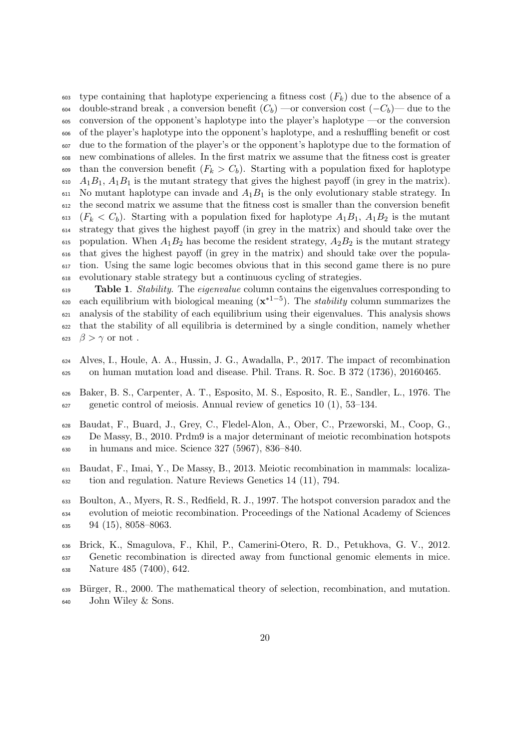type containing that haplotype experiencing a fitness cost ($F_k$) due to the absence of a double-strand break , a conversion benefit ($C_b$) —or conversion cost ($-C_b$)— due to the conversion of the opponent's haplotype into the player's haplotype —or the conversion of the player's haplotype into the opponent's haplotype, and a reshuffling benefit or cost due to the formation of the player's or the opponent's haplotype due to the formation of new combinations of alleles. In the first matrix we assume that the fitness cost is greater than the conversion benefit ($F_k > C_b$). Starting with a population fixed for haplotype $A_1B_1$, $A_1B_1$ is the mutant strategy that gives the highest payoff (in grey in the matrix). No mutant haplotype can invade and $A_1B_1$ is the only evolutionary stable strategy. In the second matrix we assume that the fitness cost is smaller than the conversion benefit ($F_k < C_b$). Starting with a population fixed for haplotype $A_1B_1$, $A_1B_2$ is the mutant strategy that gives the highest payoff (in grey in the matrix) and should take over the population. When $A_1B_2$ has become the resident strategy, $A_2B_2$ is the mutant strategy that gives the highest payoff (in grey in the matrix) and should take over the population. Using the same logic becomes obvious that in this second game there is no pure evolutionary stable strategy but a continuous cycling of strategies.

**Table 1**. *Stability.* The *eigenvalue* column contains the eigenvalues corresponding to each equilibrium with biological meaning ($\mathbf{x}^{*1-5}$). The *stability* column summarizes the analysis of the stability of each equilibrium using their eigenvalues. This analysis shows that the stability of all equilibria is determined by a single condition, namely whether $\beta > \gamma$ or not .

Alves, I., Houle, A. A., Hussin, J. G., Awadalla, P., 2017. The impact of recombination on human mutation load and disease. Phil. Trans. R. Soc. B 372 (1736), 20160465.

Baker, B. S., Carpenter, A. T., Esposito, M. S., Esposito, R. E., Sandler, L., 1976. The genetic control of meiosis. Annual review of genetics 10 (1), 53–134.

Baudat, F., Buard, J., Grey, C., Fledel-Alon, A., Ober, C., Przeworski, M., Coop, G., De Massy, B., 2010. Prdm9 is a major determinant of meiotic recombination hotspots in humans and mice. Science 327 (5967), 836–840.

Baudat, F., Imai, Y., De Massy, B., 2013. Meiotic recombination in mammals: localization and regulation. Nature Reviews Genetics 14 (11), 794.

Boulton, A., Myers, R. S., Redfield, R. J., 1997. The hotspot conversion paradox and the evolution of meiotic recombination. Proceedings of the National Academy of Sciences 94 (15), 8058–8063.

Brick, K., Smagulova, F., Khil, P., Camerini-Otero, R. D., Petukhova, G. V., 2012. Genetic recombination is directed away from functional genomic elements in mice. Nature 485 (7400), 642.

Bürger, R., 2000. The mathematical theory of selection, recombination, and mutation. John Wiley & Sons.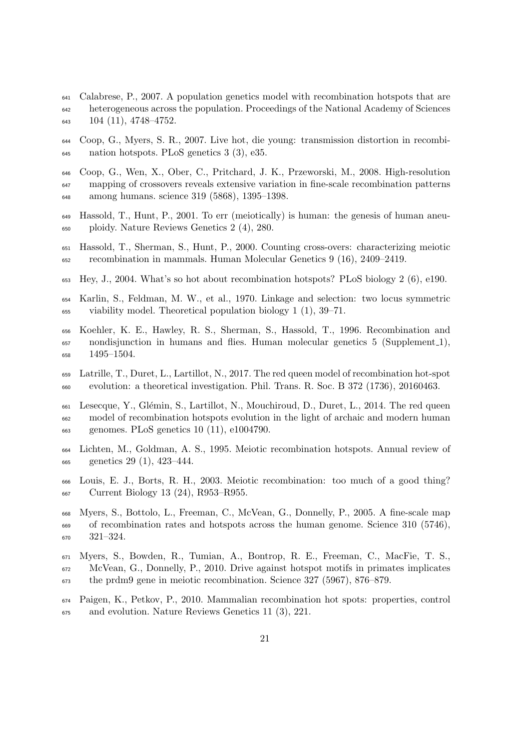Calabrese, P., 2007. A population genetics model with recombination hotspots that are heterogeneous across the population. Proceedings of the National Academy of Sciences 104 (11), 4748–4752.

Coop, G., Myers, S. R., 2007. Live hot, die young: transmission distortion in recombination hotspots. PLoS genetics 3 (3), e35.

Coop, G., Wen, X., Ober, C., Pritchard, J. K., Przeworski, M., 2008. High-resolution mapping of crossovers reveals extensive variation in fine-scale recombination patterns among humans. science 319 (5868), 1395–1398.

Hassold, T., Hunt, P., 2001. To err (meiotically) is human: the genesis of human aneuploidy. Nature Reviews Genetics 2 (4), 280.

Hassold, T., Sherman, S., Hunt, P., 2000. Counting cross-overs: characterizing meiotic recombination in mammals. Human Molecular Genetics 9 (16), 2409–2419.

Hey, J., 2004. What's so hot about recombination hotspots? PLoS biology 2 (6), e190.

Karlin, S., Feldman, M. W., et al., 1970. Linkage and selection: two locus symmetric viability model. Theoretical population biology 1 (1), 39–71.

Koehler, K. E., Hawley, R. S., Sherman, S., Hassold, T., 1996. Recombination and nondisjunction in humans and flies. Human molecular genetics 5 (Supplement_1), 1495–1504.

Latrille, T., Duret, L., Lartillot, N., 2017. The red queen model of recombination hot-spot evolution: a theoretical investigation. Phil. Trans. R. Soc. B 372 (1736), 20160463.

Lesecque, Y., Glémin, S., Lartillot, N., Mouchiroud, D., Duret, L., 2014. The red queen model of recombination hotspots evolution in the light of archaic and modern human genomes. PLoS genetics 10 (11), e1004790.

Lichten, M., Goldman, A. S., 1995. Meiotic recombination hotspots. Annual review of genetics 29 (1), 423–444.

Louis, E. J., Borts, R. H., 2003. Meiotic recombination: too much of a good thing? Current Biology 13 (24), R953–R955.

Myers, S., Bottolo, L., Freeman, C., McVean, G., Donnelly, P., 2005. A fine-scale map of recombination rates and hotspots across the human genome. Science 310 (5746), 321–324.

Myers, S., Bowden, R., Tumian, A., Bontrop, R. E., Freeman, C., MacFie, T. S., McVean, G., Donnelly, P., 2010. Drive against hotspot motifs in primates implicates the prdm9 gene in meiotic recombination. Science 327 (5967), 876–879.

Paigen, K., Petkov, P., 2010. Mammalian recombination hot spots: properties, control and evolution. Nature Reviews Genetics 11 (3), 221.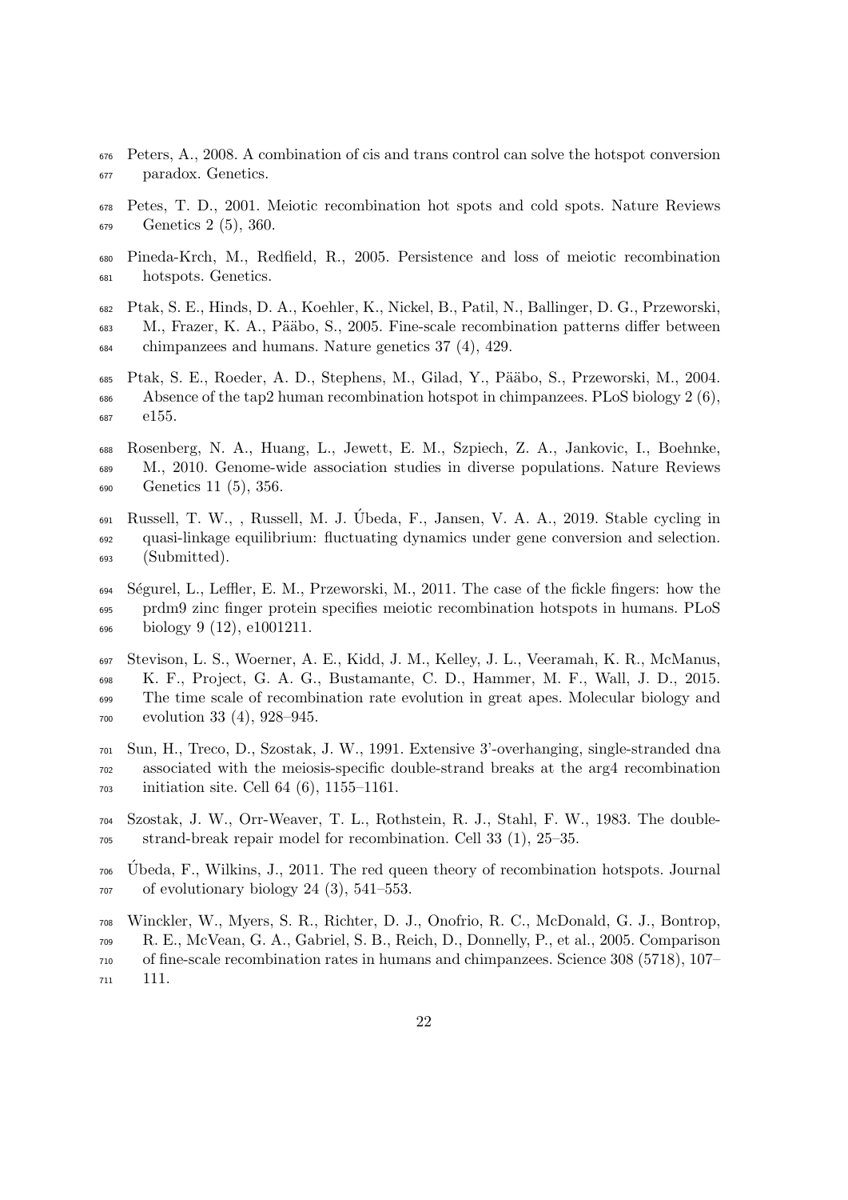Peters, A., 2008. A combination of cis and trans control can solve the hotspot conversion paradox. Genetics.

Petes, T. D., 2001. Meiotic recombination hot spots and cold spots. Nature Reviews Genetics 2 (5), 360.

Pineda-Krch, M., Redfield, R., 2005. Persistence and loss of meiotic recombination hotspots. Genetics.

Ptak, S. E., Hinds, D. A., Koehler, K., Nickel, B., Patil, N., Ballinger, D. G., Przeworski, M., Frazer, K. A., Pääbo, S., 2005. Fine-scale recombination patterns differ between chimpanzees and humans. Nature genetics 37 (4), 429.

Ptak, S. E., Roeder, A. D., Stephens, M., Gilad, Y., Pääbo, S., Przeworski, M., 2004. Absence of the tap2 human recombination hotspot in chimpanzees. PLoS biology 2 (6), e155.

Rosenberg, N. A., Huang, L., Jewett, E. M., Szpiech, Z. A., Jankovic, I., Boehnke, M., 2010. Genome-wide association studies in diverse populations. Nature Reviews Genetics 11 (5), 356.

Russell, T. W., , Russell, M. J. Úbeda, F., Jansen, V. A. A., 2019. Stable cycling in quasi-linkage equilibrium: fluctuating dynamics under gene conversion and selection. (Submitted).

Ségurel, L., Leffler, E. M., Przeworski, M., 2011. The case of the fickle fingers: how the prdm9 zinc finger protein specifies meiotic recombination hotspots in humans. PLoS biology 9 (12), e1001211.

Stevison, L. S., Woerner, A. E., Kidd, J. M., Kelley, J. L., Veeramah, K. R., McManus, K. F., Project, G. A. G., Bustamante, C. D., Hammer, M. F., Wall, J. D., 2015. The time scale of recombination rate evolution in great apes. Molecular biology and evolution 33 (4), 928–945.

Sun, H., Treco, D., Szostak, J. W., 1991. Extensive 3'-overhanging, single-stranded dna associated with the meiosis-specific double-strand breaks at the arg4 recombination initiation site. Cell 64 (6), 1155–1161.

Szostak, J. W., Orr-Weaver, T. L., Rothstein, R. J., Stahl, F. W., 1983. The double-strand-break repair model for recombination. Cell 33 (1), 25–35.

Úbeda, F., Wilkins, J., 2011. The red queen theory of recombination hotspots. Journal of evolutionary biology 24 (3), 541–553.

Winckler, W., Myers, S. R., Richter, D. J., Onofrio, R. C., McDonald, G. J., Bontrop, R. E., McVean, G. A., Gabriel, S. B., Reich, D., Donnelly, P., et al., 2005. Comparison of fine-scale recombination rates in humans and chimpanzees. Science 308 (5718), 107–111.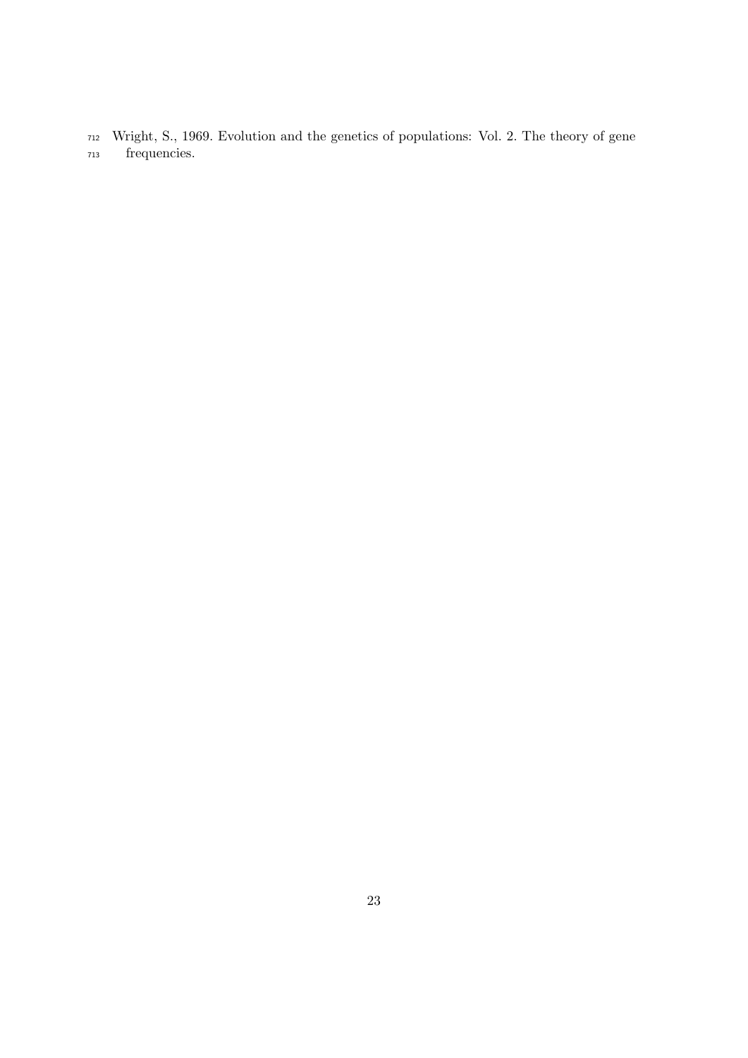Wright, S., 1969. Evolution and the genetics of populations: Vol. 2. The theory of gene frequencies.